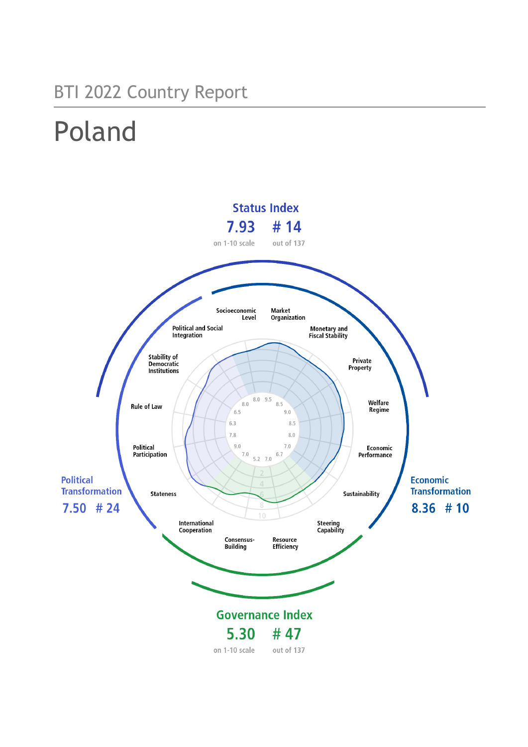BTI 2022 Country Report

# Poland

## Status Index

**7.93** on 1-10 scale

**# 14** out of 137

## Political Transformation

**7.50 # 24**

## Economic Transformation

**8.36 # 10**

## Governance Index

**5.30** on 1-10 scale

**# 47** out of 137

| Criterion | Score |
| --- | --- |
| Socioeconomic Level | 8.0 |
| Market Organization | 9.5 |
| Monetary and Fiscal Stability | 8.5 |
| Private Property | 9.0 |
| Welfare Regime | 8.5 |
| Economic Performance | 8.0 |
| Sustainability | 7.0 |
| Steering Capability | 6.7 |
| Resource Efficiency | 7.0 |
| Consensus-Building | 5.2 |
| International Cooperation | 7.0 |
| Stateness | 9.0 |
| Political Participation | 7.8 |
| Rule of Law | 6.3 |
| Stability of Democratic Institutions | 6.5 |
| Political and Social Integration | 8.0 |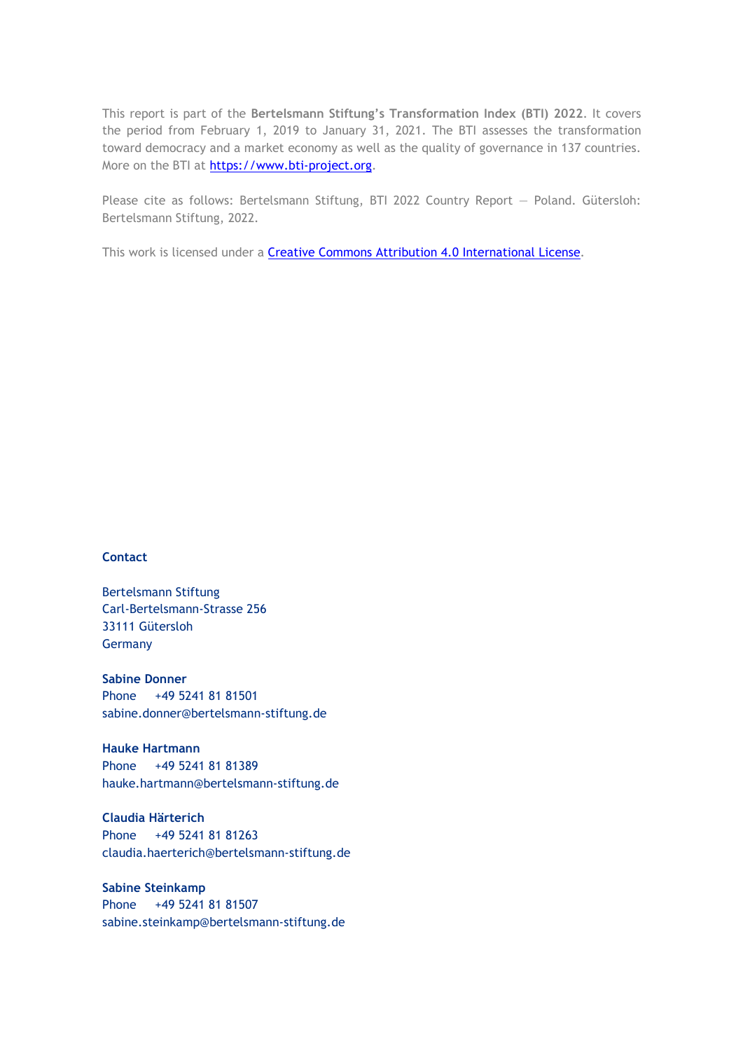This report is part of the **Bertelsmann Stiftung's Transformation Index (BTI) 2022**. It covers the period from February 1, 2019 to January 31, 2021. The BTI assesses the transformation toward democracy and a market economy as well as the quality of governance in 137 countries. More on the BTI at [https://www.bti-project.org](https://www.bti-project.org).

Please cite as follows: Bertelsmann Stiftung, BTI 2022 Country Report — Poland. Gütersloh: Bertelsmann Stiftung, 2022.

This work is licensed under a [Creative Commons Attribution 4.0 International License](https://creativecommons.org/licenses/by/4.0/).

**Contact**

Bertelsmann Stiftung
Carl-Bertelsmann-Strasse 256
33111 Gütersloh
Germany

**Sabine Donner**
Phone +49 5241 81 81501
sabine.donner@bertelsmann-stiftung.de

**Hauke Hartmann**
Phone +49 5241 81 81389
hauke.hartmann@bertelsmann-stiftung.de

**Claudia Härterich**
Phone +49 5241 81 81263
claudia.haerterich@bertelsmann-stiftung.de

**Sabine Steinkamp**
Phone +49 5241 81 81507
sabine.steinkamp@bertelsmann-stiftung.de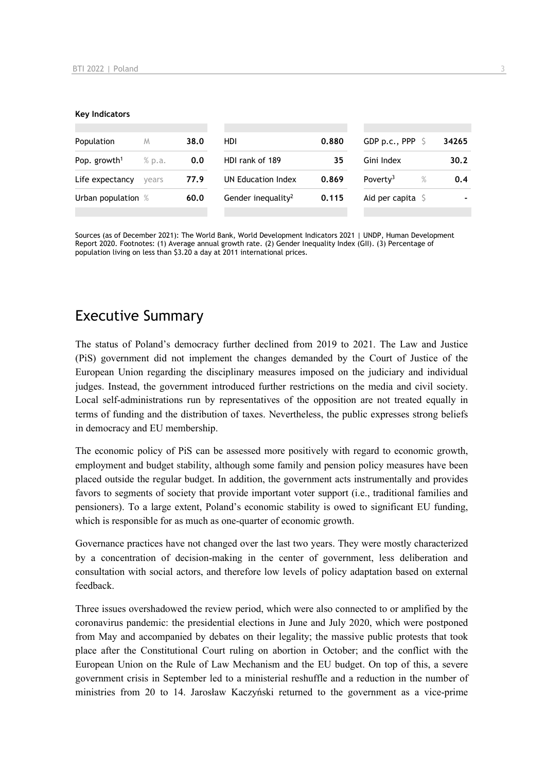**Key Indicators**

| Population | M | 38.0 | HDI | 0.880 | GDP p.c., PPP | $ | 34265 |
|---|---|---|---|---|---|---|---|
| Pop. growth[1] | % p.a. | 0.0 | HDI rank of 189 | 35 | Gini Index | | 30.2 |
| Life expectancy | years | 77.9 | UN Education Index | 0.869 | Poverty[3] | % | 0.4 |
| Urban population | % | 60.0 | Gender inequality[2] | 0.115 | Aid per capita | $ | - |

Sources (as of December 2021): The World Bank, World Development Indicators 2021 | UNDP, Human Development Report 2020. Footnotes: (1) Average annual growth rate. (2) Gender Inequality Index (GII). (3) Percentage of population living on less than $3.20 a day at 2011 international prices.

# Executive Summary

The status of Poland's democracy further declined from 2019 to 2021. The Law and Justice (PiS) government did not implement the changes demanded by the Court of Justice of the European Union regarding the disciplinary measures imposed on the judiciary and individual judges. Instead, the government introduced further restrictions on the media and civil society. Local self-administrations run by representatives of the opposition are not treated equally in terms of funding and the distribution of taxes. Nevertheless, the public expresses strong beliefs in democracy and EU membership.

The economic policy of PiS can be assessed more positively with regard to economic growth, employment and budget stability, although some family and pension policy measures have been placed outside the regular budget. In addition, the government acts instrumentally and provides favors to segments of society that provide important voter support (i.e., traditional families and pensioners). To a large extent, Poland's economic stability is owed to significant EU funding, which is responsible for as much as one-quarter of economic growth.

Governance practices have not changed over the last two years. They were mostly characterized by a concentration of decision-making in the center of government, less deliberation and consultation with social actors, and therefore low levels of policy adaptation based on external feedback.

Three issues overshadowed the review period, which were also connected to or amplified by the coronavirus pandemic: the presidential elections in June and July 2020, which were postponed from May and accompanied by debates on their legality; the massive public protests that took place after the Constitutional Court ruling on abortion in October; and the conflict with the European Union on the Rule of Law Mechanism and the EU budget. On top of this, a severe government crisis in September led to a ministerial reshuffle and a reduction in the number of ministries from 20 to 14. Jarosław Kaczyński returned to the government as a vice-prime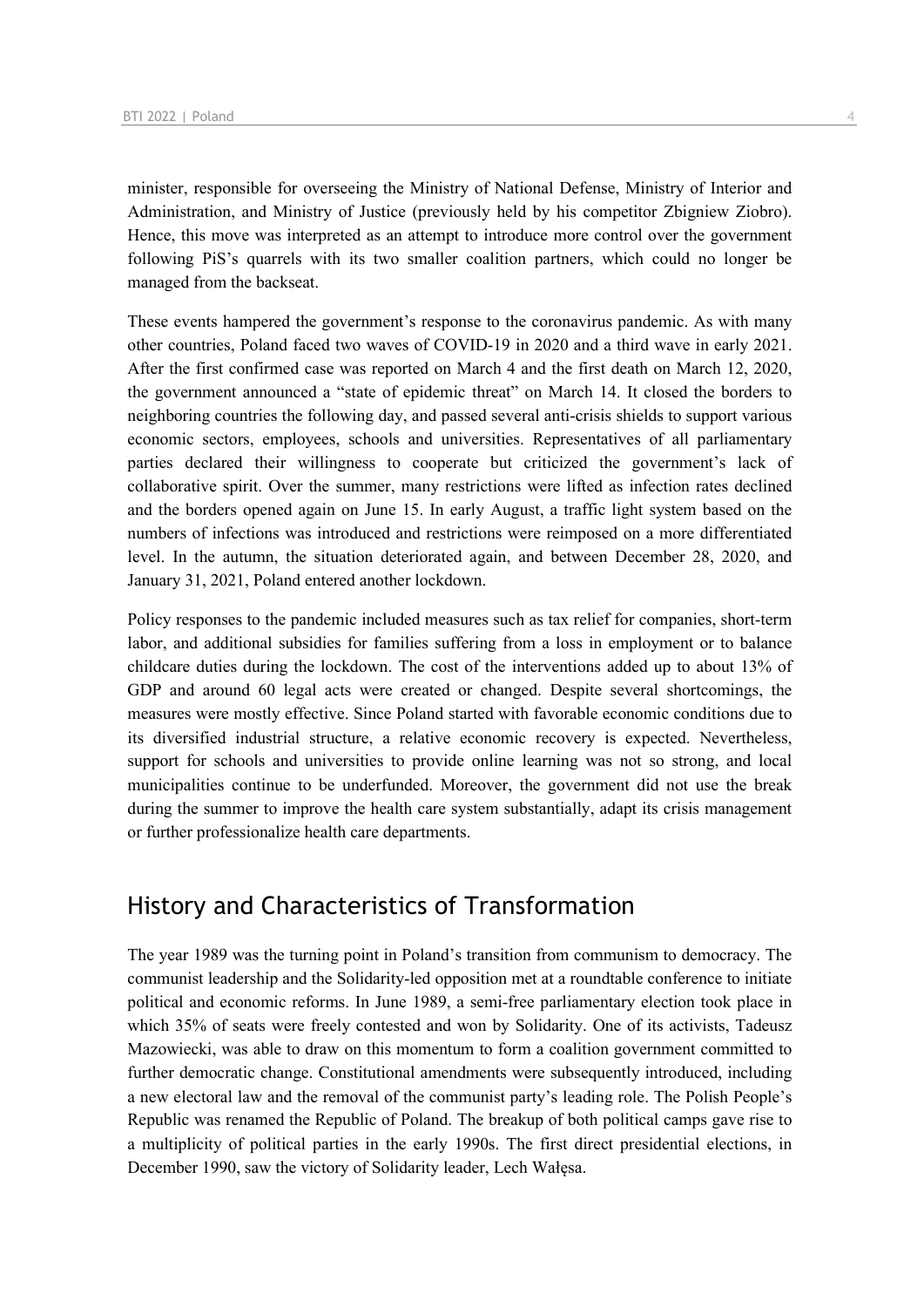minister, responsible for overseeing the Ministry of National Defense, Ministry of Interior and Administration, and Ministry of Justice (previously held by his competitor Zbigniew Ziobro). Hence, this move was interpreted as an attempt to introduce more control over the government following PiS's quarrels with its two smaller coalition partners, which could no longer be managed from the backseat.

These events hampered the government's response to the coronavirus pandemic. As with many other countries, Poland faced two waves of COVID-19 in 2020 and a third wave in early 2021. After the first confirmed case was reported on March 4 and the first death on March 12, 2020, the government announced a "state of epidemic threat" on March 14. It closed the borders to neighboring countries the following day, and passed several anti-crisis shields to support various economic sectors, employees, schools and universities. Representatives of all parliamentary parties declared their willingness to cooperate but criticized the government's lack of collaborative spirit. Over the summer, many restrictions were lifted as infection rates declined and the borders opened again on June 15. In early August, a traffic light system based on the numbers of infections was introduced and restrictions were reimposed on a more differentiated level. In the autumn, the situation deteriorated again, and between December 28, 2020, and January 31, 2021, Poland entered another lockdown.

Policy responses to the pandemic included measures such as tax relief for companies, short-term labor, and additional subsidies for families suffering from a loss in employment or to balance childcare duties during the lockdown. The cost of the interventions added up to about 13% of GDP and around 60 legal acts were created or changed. Despite several shortcomings, the measures were mostly effective. Since Poland started with favorable economic conditions due to its diversified industrial structure, a relative economic recovery is expected. Nevertheless, support for schools and universities to provide online learning was not so strong, and local municipalities continue to be underfunded. Moreover, the government did not use the break during the summer to improve the health care system substantially, adapt its crisis management or further professionalize health care departments.

## History and Characteristics of Transformation

The year 1989 was the turning point in Poland's transition from communism to democracy. The communist leadership and the Solidarity-led opposition met at a roundtable conference to initiate political and economic reforms. In June 1989, a semi-free parliamentary election took place in which 35% of seats were freely contested and won by Solidarity. One of its activists, Tadeusz Mazowiecki, was able to draw on this momentum to form a coalition government committed to further democratic change. Constitutional amendments were subsequently introduced, including a new electoral law and the removal of the communist party's leading role. The Polish People's Republic was renamed the Republic of Poland. The breakup of both political camps gave rise to a multiplicity of political parties in the early 1990s. The first direct presidential elections, in December 1990, saw the victory of Solidarity leader, Lech Wałęsa.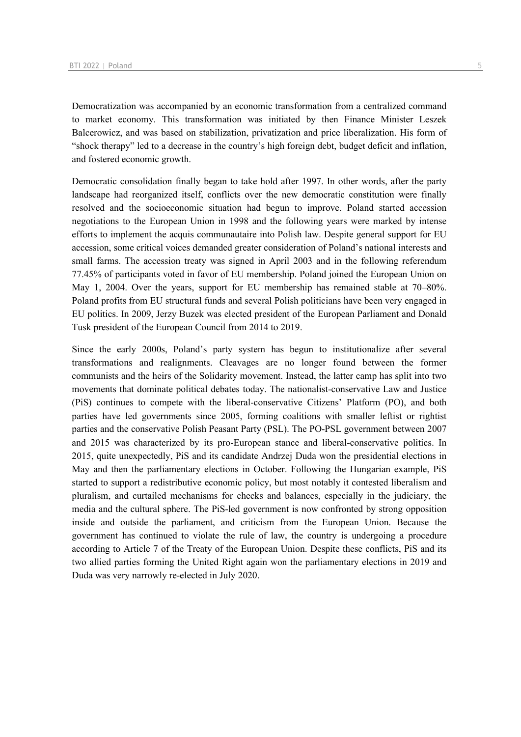Democratization was accompanied by an economic transformation from a centralized command to market economy. This transformation was initiated by then Finance Minister Leszek Balcerowicz, and was based on stabilization, privatization and price liberalization. His form of "shock therapy" led to a decrease in the country's high foreign debt, budget deficit and inflation, and fostered economic growth.

Democratic consolidation finally began to take hold after 1997. In other words, after the party landscape had reorganized itself, conflicts over the new democratic constitution were finally resolved and the socioeconomic situation had begun to improve. Poland started accession negotiations to the European Union in 1998 and the following years were marked by intense efforts to implement the acquis communautaire into Polish law. Despite general support for EU accession, some critical voices demanded greater consideration of Poland's national interests and small farms. The accession treaty was signed in April 2003 and in the following referendum 77.45% of participants voted in favor of EU membership. Poland joined the European Union on May 1, 2004. Over the years, support for EU membership has remained stable at 70–80%. Poland profits from EU structural funds and several Polish politicians have been very engaged in EU politics. In 2009, Jerzy Buzek was elected president of the European Parliament and Donald Tusk president of the European Council from 2014 to 2019.

Since the early 2000s, Poland's party system has begun to institutionalize after several transformations and realignments. Cleavages are no longer found between the former communists and the heirs of the Solidarity movement. Instead, the latter camp has split into two movements that dominate political debates today. The nationalist-conservative Law and Justice (PiS) continues to compete with the liberal-conservative Citizens' Platform (PO), and both parties have led governments since 2005, forming coalitions with smaller leftist or rightist parties and the conservative Polish Peasant Party (PSL). The PO-PSL government between 2007 and 2015 was characterized by its pro-European stance and liberal-conservative politics. In 2015, quite unexpectedly, PiS and its candidate Andrzej Duda won the presidential elections in May and then the parliamentary elections in October. Following the Hungarian example, PiS started to support a redistributive economic policy, but most notably it contested liberalism and pluralism, and curtailed mechanisms for checks and balances, especially in the judiciary, the media and the cultural sphere. The PiS-led government is now confronted by strong opposition inside and outside the parliament, and criticism from the European Union. Because the government has continued to violate the rule of law, the country is undergoing a procedure according to Article 7 of the Treaty of the European Union. Despite these conflicts, PiS and its two allied parties forming the United Right again won the parliamentary elections in 2019 and Duda was very narrowly re-elected in July 2020.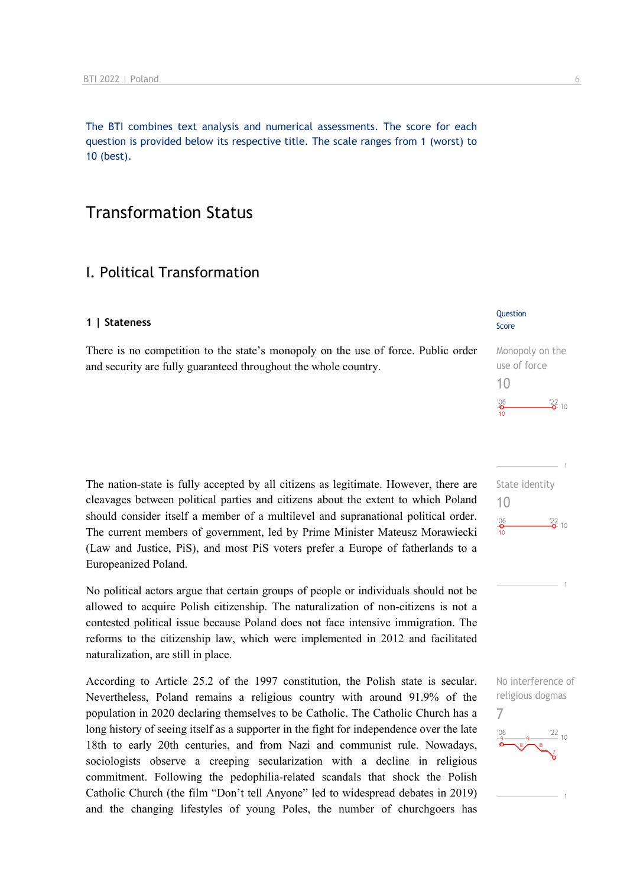The BTI combines text analysis and numerical assessments. The score for each question is provided below its respective title. The scale ranges from 1 (worst) to 10 (best).

# Transformation Status

## I. Political Transformation

### 1 | Stateness

Question Score

Monopoly on the use of force
10

There is no competition to the state's monopoly on the use of force. Public order and security are fully guaranteed throughout the whole country.

State identity
10

The nation-state is fully accepted by all citizens as legitimate. However, there are cleavages between political parties and citizens about the extent to which Poland should consider itself a member of a multilevel and supranational political order. The current members of government, led by Prime Minister Mateusz Morawiecki (Law and Justice, PiS), and most PiS voters prefer a Europe of fatherlands to a Europeanized Poland.

No political actors argue that certain groups of people or individuals should not be allowed to acquire Polish citizenship. The naturalization of non-citizens is not a contested political issue because Poland does not face intensive immigration. The reforms to the citizenship law, which were implemented in 2012 and facilitated naturalization, are still in place.

No interference of religious dogmas
7

According to Article 25.2 of the 1997 constitution, the Polish state is secular. Nevertheless, Poland remains a religious country with around 91.9% of the population in 2020 declaring themselves to be Catholic. The Catholic Church has a long history of seeing itself as a supporter in the fight for independence over the late 18th to early 20th centuries, and from Nazi and communist rule. Nowadays, sociologists observe a creeping secularization with a decline in religious commitment. Following the pedophilia-related scandals that shock the Polish Catholic Church (the film "Don't tell Anyone" led to widespread debates in 2019) and the changing lifestyles of young Poles, the number of churchgoers has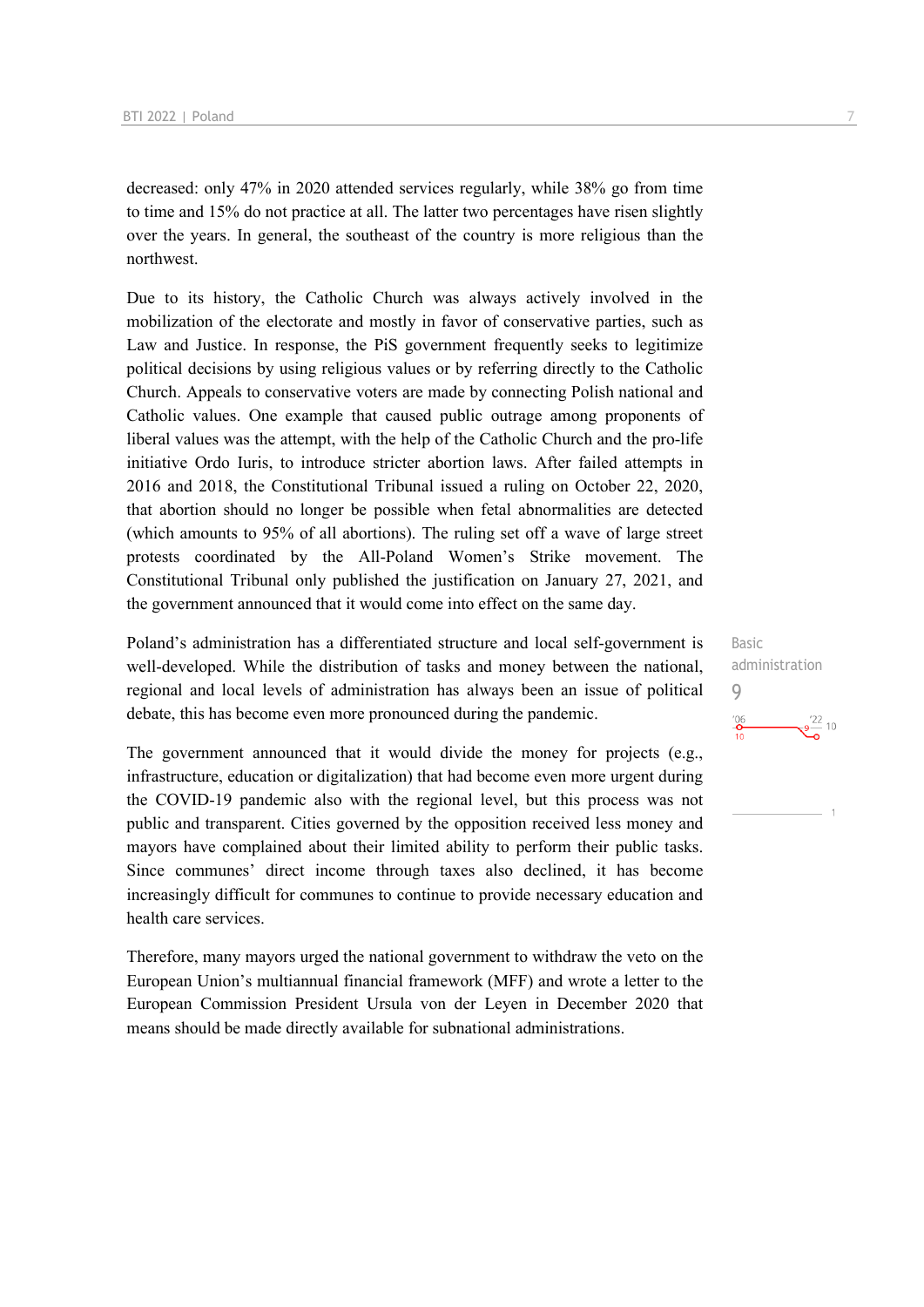decreased: only 47% in 2020 attended services regularly, while 38% go from time to time and 15% do not practice at all. The latter two percentages have risen slightly over the years. In general, the southeast of the country is more religious than the northwest.

Due to its history, the Catholic Church was always actively involved in the mobilization of the electorate and mostly in favor of conservative parties, such as Law and Justice. In response, the PiS government frequently seeks to legitimize political decisions by using religious values or by referring directly to the Catholic Church. Appeals to conservative voters are made by connecting Polish national and Catholic values. One example that caused public outrage among proponents of liberal values was the attempt, with the help of the Catholic Church and the pro-life initiative Ordo Iuris, to introduce stricter abortion laws. After failed attempts in 2016 and 2018, the Constitutional Tribunal issued a ruling on October 22, 2020, that abortion should no longer be possible when fetal abnormalities are detected (which amounts to 95% of all abortions). The ruling set off a wave of large street protests coordinated by the All-Poland Women's Strike movement. The Constitutional Tribunal only published the justification on January 27, 2021, and the government announced that it would come into effect on the same day.

Basic administration

9

Poland's administration has a differentiated structure and local self-government is well-developed. While the distribution of tasks and money between the national, regional and local levels of administration has always been an issue of political debate, this has become even more pronounced during the pandemic.

The government announced that it would divide the money for projects (e.g., infrastructure, education or digitalization) that had become even more urgent during the COVID-19 pandemic also with the regional level, but this process was not public and transparent. Cities governed by the opposition received less money and mayors have complained about their limited ability to perform their public tasks. Since communes' direct income through taxes also declined, it has become increasingly difficult for communes to continue to provide necessary education and health care services.

Therefore, many mayors urged the national government to withdraw the veto on the European Union's multiannual financial framework (MFF) and wrote a letter to the European Commission President Ursula von der Leyen in December 2020 that means should be made directly available for subnational administrations.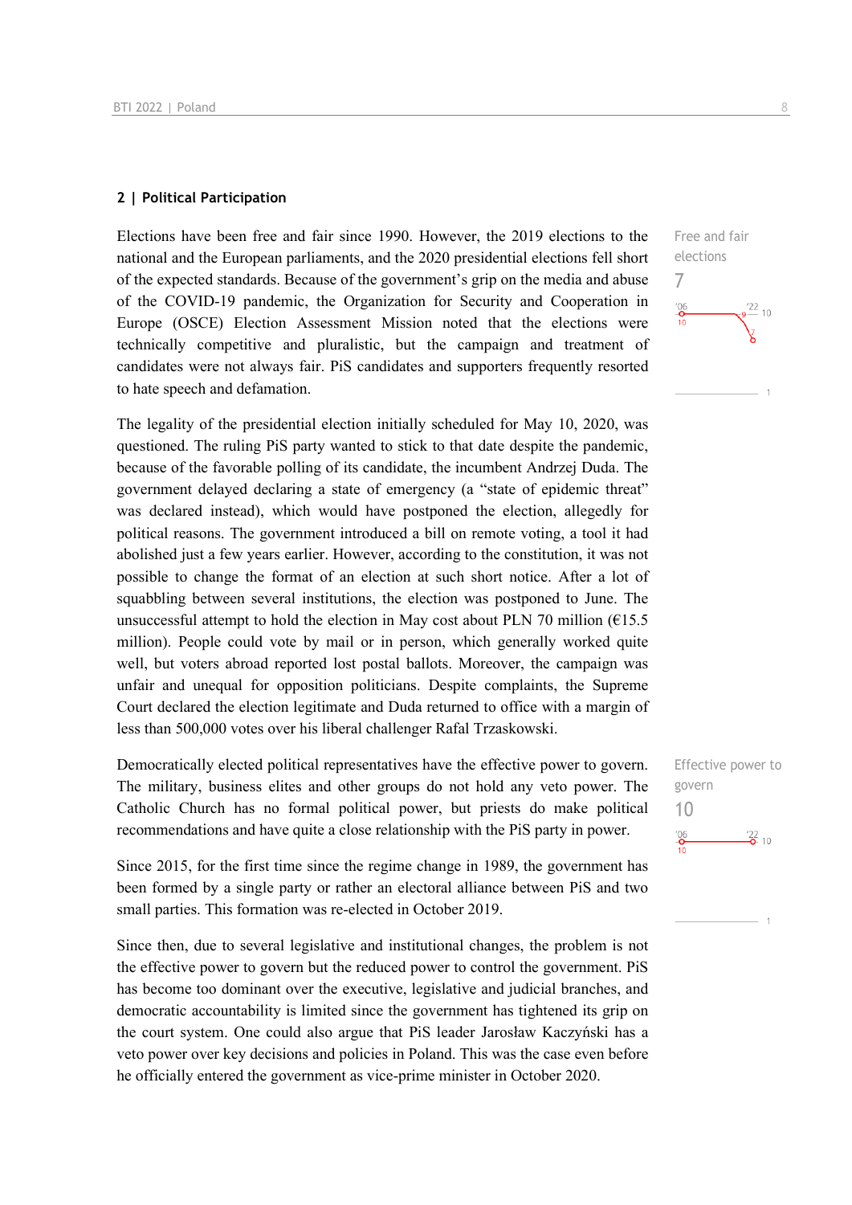## 2 | Political Participation

Elections have been free and fair since 1990. However, the 2019 elections to the national and the European parliaments, and the 2020 presidential elections fell short of the expected standards. Because of the government's grip on the media and abuse of the COVID-19 pandemic, the Organization for Security and Cooperation in Europe (OSCE) Election Assessment Mission noted that the elections were technically competitive and pluralistic, but the campaign and treatment of candidates were not always fair. PiS candidates and supporters frequently resorted to hate speech and defamation.

Free and fair elections
7

The legality of the presidential election initially scheduled for May 10, 2020, was questioned. The ruling PiS party wanted to stick to that date despite the pandemic, because of the favorable polling of its candidate, the incumbent Andrzej Duda. The government delayed declaring a state of emergency (a "state of epidemic threat" was declared instead), which would have postponed the election, allegedly for political reasons. The government introduced a bill on remote voting, a tool it had abolished just a few years earlier. However, according to the constitution, it was not possible to change the format of an election at such short notice. After a lot of squabbling between several institutions, the election was postponed to June. The unsuccessful attempt to hold the election in May cost about PLN 70 million (€15.5 million). People could vote by mail or in person, which generally worked quite well, but voters abroad reported lost postal ballots. Moreover, the campaign was unfair and unequal for opposition politicians. Despite complaints, the Supreme Court declared the election legitimate and Duda returned to office with a margin of less than 500,000 votes over his liberal challenger Rafal Trzaskowski.

Democratically elected political representatives have the effective power to govern. The military, business elites and other groups do not hold any veto power. The Catholic Church has no formal political power, but priests do make political recommendations and have quite a close relationship with the PiS party in power.

Effective power to govern
10

Since 2015, for the first time since the regime change in 1989, the government has been formed by a single party or rather an electoral alliance between PiS and two small parties. This formation was re-elected in October 2019.

Since then, due to several legislative and institutional changes, the problem is not the effective power to govern but the reduced power to control the government. PiS has become too dominant over the executive, legislative and judicial branches, and democratic accountability is limited since the government has tightened its grip on the court system. One could also argue that PiS leader Jarosław Kaczyński has a veto power over key decisions and policies in Poland. This was the case even before he officially entered the government as vice-prime minister in October 2020.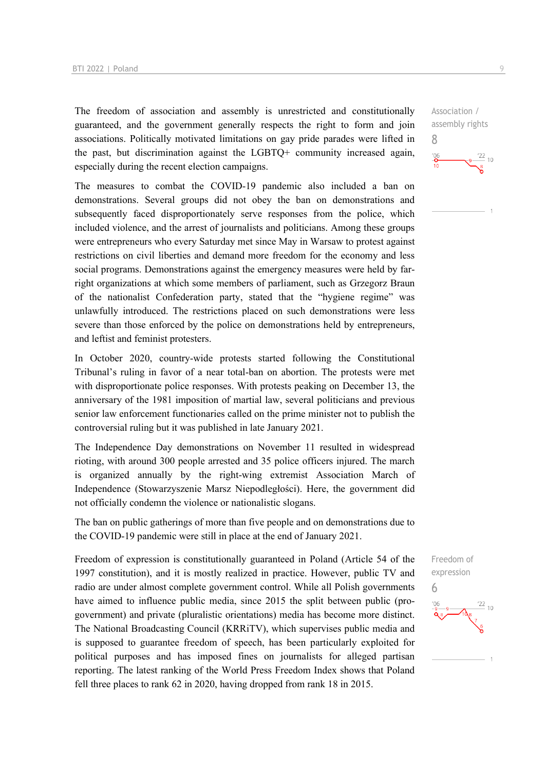Association / assembly rights
8

The freedom of association and assembly is unrestricted and constitutionally guaranteed, and the government generally respects the right to form and join associations. Politically motivated limitations on gay pride parades were lifted in the past, but discrimination against the LGBTQ+ community increased again, especially during the recent election campaigns.

The measures to combat the COVID-19 pandemic also included a ban on demonstrations. Several groups did not obey the ban on demonstrations and subsequently faced disproportionately serve responses from the police, which included violence, and the arrest of journalists and politicians. Among these groups were entrepreneurs who every Saturday met since May in Warsaw to protest against restrictions on civil liberties and demand more freedom for the economy and less social programs. Demonstrations against the emergency measures were held by far-right organizations at which some members of parliament, such as Grzegorz Braun of the nationalist Confederation party, stated that the "hygiene regime" was unlawfully introduced. The restrictions placed on such demonstrations were less severe than those enforced by the police on demonstrations held by entrepreneurs, and leftist and feminist protesters.

In October 2020, country-wide protests started following the Constitutional Tribunal's ruling in favor of a near total-ban on abortion. The protests were met with disproportionate police responses. With protests peaking on December 13, the anniversary of the 1981 imposition of martial law, several politicians and previous senior law enforcement functionaries called on the prime minister not to publish the controversial ruling but it was published in late January 2021.

The Independence Day demonstrations on November 11 resulted in widespread rioting, with around 300 people arrested and 35 police officers injured. The march is organized annually by the right-wing extremist Association March of Independence (Stowarzyszenie Marsz Niepodległości). Here, the government did not officially condemn the violence or nationalistic slogans.

The ban on public gatherings of more than five people and on demonstrations due to the COVID-19 pandemic were still in place at the end of January 2021.

Freedom of expression
6

Freedom of expression is constitutionally guaranteed in Poland (Article 54 of the 1997 constitution), and it is mostly realized in practice. However, public TV and radio are under almost complete government control. While all Polish governments have aimed to influence public media, since 2015 the split between public (pro-government) and private (pluralistic orientations) media has become more distinct. The National Broadcasting Council (KRRiTV), which supervises public media and is supposed to guarantee freedom of speech, has been particularly exploited for political purposes and has imposed fines on journalists for alleged partisan reporting. The latest ranking of the World Press Freedom Index shows that Poland fell three places to rank 62 in 2020, having dropped from rank 18 in 2015.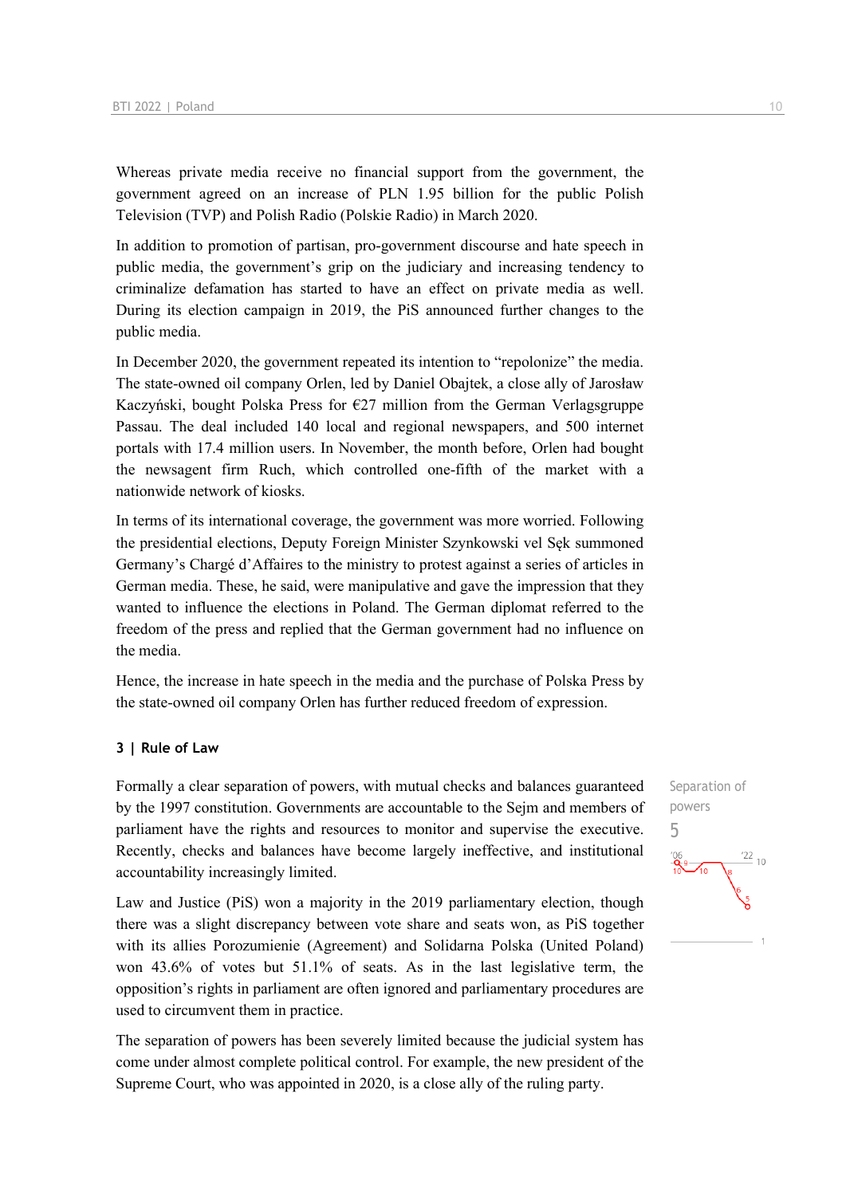Whereas private media receive no financial support from the government, the government agreed on an increase of PLN 1.95 billion for the public Polish Television (TVP) and Polish Radio (Polskie Radio) in March 2020.

In addition to promotion of partisan, pro-government discourse and hate speech in public media, the government's grip on the judiciary and increasing tendency to criminalize defamation has started to have an effect on private media as well. During its election campaign in 2019, the PiS announced further changes to the public media.

In December 2020, the government repeated its intention to "repolonize" the media. The state-owned oil company Orlen, led by Daniel Obajtek, a close ally of Jarosław Kaczyński, bought Polska Press for €27 million from the German Verlagsgruppe Passau. The deal included 140 local and regional newspapers, and 500 internet portals with 17.4 million users. In November, the month before, Orlen had bought the newsagent firm Ruch, which controlled one-fifth of the market with a nationwide network of kiosks.

In terms of its international coverage, the government was more worried. Following the presidential elections, Deputy Foreign Minister Szynkowski vel Sęk summoned Germany's Chargé d'Affaires to the ministry to protest against a series of articles in German media. These, he said, were manipulative and gave the impression that they wanted to influence the elections in Poland. The German diplomat referred to the freedom of the press and replied that the German government had no influence on the media.

Hence, the increase in hate speech in the media and the purchase of Polska Press by the state-owned oil company Orlen has further reduced freedom of expression.

### 3 | Rule of Law

Separation of powers
5

Formally a clear separation of powers, with mutual checks and balances guaranteed by the 1997 constitution. Governments are accountable to the Sejm and members of parliament have the rights and resources to monitor and supervise the executive. Recently, checks and balances have become largely ineffective, and institutional accountability increasingly limited.

Law and Justice (PiS) won a majority in the 2019 parliamentary election, though there was a slight discrepancy between vote share and seats won, as PiS together with its allies Porozumienie (Agreement) and Solidarna Polska (United Poland) won 43.6% of votes but 51.1% of seats. As in the last legislative term, the opposition's rights in parliament are often ignored and parliamentary procedures are used to circumvent them in practice.

The separation of powers has been severely limited because the judicial system has come under almost complete political control. For example, the new president of the Supreme Court, who was appointed in 2020, is a close ally of the ruling party.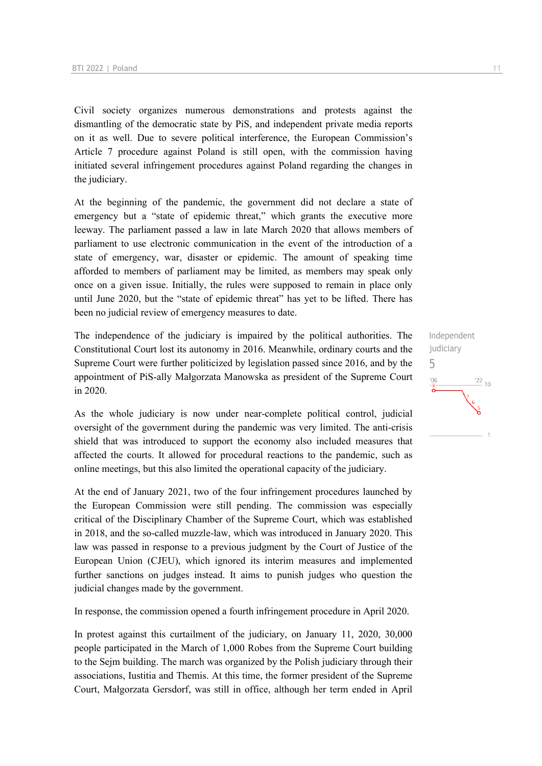Civil society organizes numerous demonstrations and protests against the dismantling of the democratic state by PiS, and independent private media reports on it as well. Due to severe political interference, the European Commission's Article 7 procedure against Poland is still open, with the commission having initiated several infringement procedures against Poland regarding the changes in the judiciary.

At the beginning of the pandemic, the government did not declare a state of emergency but a "state of epidemic threat," which grants the executive more leeway. The parliament passed a law in late March 2020 that allows members of parliament to use electronic communication in the event of the introduction of a state of emergency, war, disaster or epidemic. The amount of speaking time afforded to members of parliament may be limited, as members may speak only once on a given issue. Initially, the rules were supposed to remain in place only until June 2020, but the "state of epidemic threat" has yet to be lifted. There has been no judicial review of emergency measures to date.

Independent judiciary
5

The independence of the judiciary is impaired by the political authorities. The Constitutional Court lost its autonomy in 2016. Meanwhile, ordinary courts and the Supreme Court were further politicized by legislation passed since 2016, and by the appointment of PiS-ally Małgorzata Manowska as president of the Supreme Court in 2020.

As the whole judiciary is now under near-complete political control, judicial oversight of the government during the pandemic was very limited. The anti-crisis shield that was introduced to support the economy also included measures that affected the courts. It allowed for procedural reactions to the pandemic, such as online meetings, but this also limited the operational capacity of the judiciary.

At the end of January 2021, two of the four infringement procedures launched by the European Commission were still pending. The commission was especially critical of the Disciplinary Chamber of the Supreme Court, which was established in 2018, and the so-called muzzle-law, which was introduced in January 2020. This law was passed in response to a previous judgment by the Court of Justice of the European Union (CJEU), which ignored its interim measures and implemented further sanctions on judges instead. It aims to punish judges who question the judicial changes made by the government.

In response, the commission opened a fourth infringement procedure in April 2020.

In protest against this curtailment of the judiciary, on January 11, 2020, 30,000 people participated in the March of 1,000 Robes from the Supreme Court building to the Sejm building. The march was organized by the Polish judiciary through their associations, Iustitia and Themis. At this time, the former president of the Supreme Court, Małgorzata Gersdorf, was still in office, although her term ended in April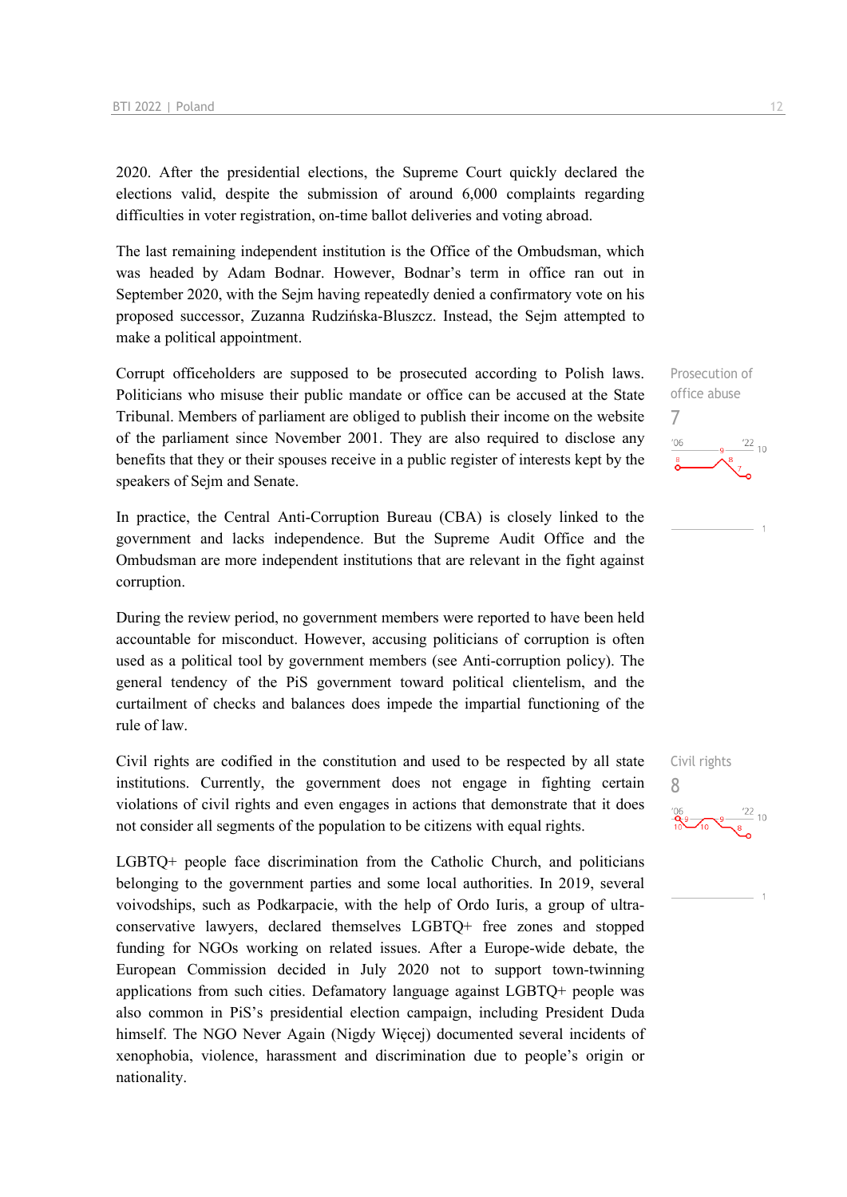2020. After the presidential elections, the Supreme Court quickly declared the elections valid, despite the submission of around 6,000 complaints regarding difficulties in voter registration, on-time ballot deliveries and voting abroad.

The last remaining independent institution is the Office of the Ombudsman, which was headed by Adam Bodnar. However, Bodnar's term in office ran out in September 2020, with the Sejm having repeatedly denied a confirmatory vote on his proposed successor, Zuzanna Rudzińska-Bluszcz. Instead, the Sejm attempted to make a political appointment.

Prosecution of office abuse
7

Corrupt officeholders are supposed to be prosecuted according to Polish laws. Politicians who misuse their public mandate or office can be accused at the State Tribunal. Members of parliament are obliged to publish their income on the website of the parliament since November 2001. They are also required to disclose any benefits that they or their spouses receive in a public register of interests kept by the speakers of Sejm and Senate.

In practice, the Central Anti-Corruption Bureau (CBA) is closely linked to the government and lacks independence. But the Supreme Audit Office and the Ombudsman are more independent institutions that are relevant in the fight against corruption.

During the review period, no government members were reported to have been held accountable for misconduct. However, accusing politicians of corruption is often used as a political tool by government members (see Anti-corruption policy). The general tendency of the PiS government toward political clientelism, and the curtailment of checks and balances does impede the impartial functioning of the rule of law.

Civil rights
8

Civil rights are codified in the constitution and used to be respected by all state institutions. Currently, the government does not engage in fighting certain violations of civil rights and even engages in actions that demonstrate that it does not consider all segments of the population to be citizens with equal rights.

LGBTQ+ people face discrimination from the Catholic Church, and politicians belonging to the government parties and some local authorities. In 2019, several voivodships, such as Podkarpacie, with the help of Ordo Iuris, a group of ultra-conservative lawyers, declared themselves LGBTQ+ free zones and stopped funding for NGOs working on related issues. After a Europe-wide debate, the European Commission decided in July 2020 not to support town-twinning applications from such cities. Defamatory language against LGBTQ+ people was also common in PiS's presidential election campaign, including President Duda himself. The NGO Never Again (Nigdy Więcej) documented several incidents of xenophobia, violence, harassment and discrimination due to people's origin or nationality.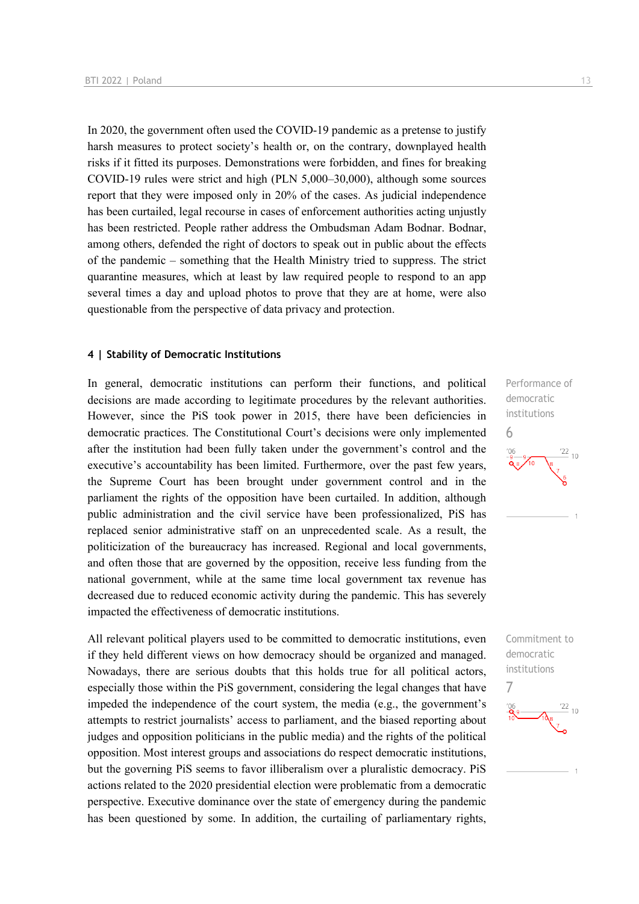In 2020, the government often used the COVID-19 pandemic as a pretense to justify harsh measures to protect society's health or, on the contrary, downplayed health risks if it fitted its purposes. Demonstrations were forbidden, and fines for breaking COVID-19 rules were strict and high (PLN 5,000–30,000), although some sources report that they were imposed only in 20% of the cases. As judicial independence has been curtailed, legal recourse in cases of enforcement authorities acting unjustly has been restricted. People rather address the Ombudsman Adam Bodnar. Bodnar, among others, defended the right of doctors to speak out in public about the effects of the pandemic – something that the Health Ministry tried to suppress. The strict quarantine measures, which at least by law required people to respond to an app several times a day and upload photos to prove that they are at home, were also questionable from the perspective of data privacy and protection.

#### 4 | Stability of Democratic Institutions

Performance of democratic institutions

6

In general, democratic institutions can perform their functions, and political decisions are made according to legitimate procedures by the relevant authorities. However, since the PiS took power in 2015, there have been deficiencies in democratic practices. The Constitutional Court's decisions were only implemented after the institution had been fully taken under the government's control and the executive's accountability has been limited. Furthermore, over the past few years, the Supreme Court has been brought under government control and in the parliament the rights of the opposition have been curtailed. In addition, although public administration and the civil service have been professionalized, PiS has replaced senior administrative staff on an unprecedented scale. As a result, the politicization of the bureaucracy has increased. Regional and local governments, and often those that are governed by the opposition, receive less funding from the national government, while at the same time local government tax revenue has decreased due to reduced economic activity during the pandemic. This has severely impacted the effectiveness of democratic institutions.

Commitment to democratic institutions

7

All relevant political players used to be committed to democratic institutions, even if they held different views on how democracy should be organized and managed. Nowadays, there are serious doubts that this holds true for all political actors, especially those within the PiS government, considering the legal changes that have impeded the independence of the court system, the media (e.g., the government's attempts to restrict journalists' access to parliament, and the biased reporting about judges and opposition politicians in the public media) and the rights of the political opposition. Most interest groups and associations do respect democratic institutions, but the governing PiS seems to favor illiberalism over a pluralistic democracy. PiS actions related to the 2020 presidential election were problematic from a democratic perspective. Executive dominance over the state of emergency during the pandemic has been questioned by some. In addition, the curtailing of parliamentary rights,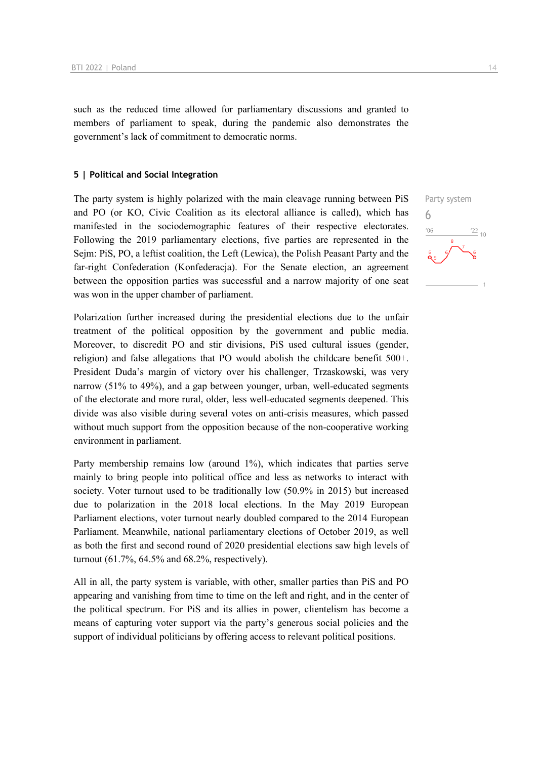such as the reduced time allowed for parliamentary discussions and granted to members of parliament to speak, during the pandemic also demonstrates the government's lack of commitment to democratic norms.

## 5 | Political and Social Integration

Party system
6

The party system is highly polarized with the main cleavage running between PiS and PO (or KO, Civic Coalition as its electoral alliance is called), which has manifested in the sociodemographic features of their respective electorates. Following the 2019 parliamentary elections, five parties are represented in the Sejm: PiS, PO, a leftist coalition, the Left (Lewica), the Polish Peasant Party and the far-right Confederation (Konfederacja). For the Senate election, an agreement between the opposition parties was successful and a narrow majority of one seat was won in the upper chamber of parliament.

Polarization further increased during the presidential elections due to the unfair treatment of the political opposition by the government and public media. Moreover, to discredit PO and stir divisions, PiS used cultural issues (gender, religion) and false allegations that PO would abolish the childcare benefit 500+. President Duda's margin of victory over his challenger, Trzaskowski, was very narrow (51% to 49%), and a gap between younger, urban, well-educated segments of the electorate and more rural, older, less well-educated segments deepened. This divide was also visible during several votes on anti-crisis measures, which passed without much support from the opposition because of the non-cooperative working environment in parliament.

Party membership remains low (around 1%), which indicates that parties serve mainly to bring people into political office and less as networks to interact with society. Voter turnout used to be traditionally low (50.9% in 2015) but increased due to polarization in the 2018 local elections. In the May 2019 European Parliament elections, voter turnout nearly doubled compared to the 2014 European Parliament. Meanwhile, national parliamentary elections of October 2019, as well as both the first and second round of 2020 presidential elections saw high levels of turnout (61.7%, 64.5% and 68.2%, respectively).

All in all, the party system is variable, with other, smaller parties than PiS and PO appearing and vanishing from time to time on the left and right, and in the center of the political spectrum. For PiS and its allies in power, clientelism has become a means of capturing voter support via the party's generous social policies and the support of individual politicians by offering access to relevant political positions.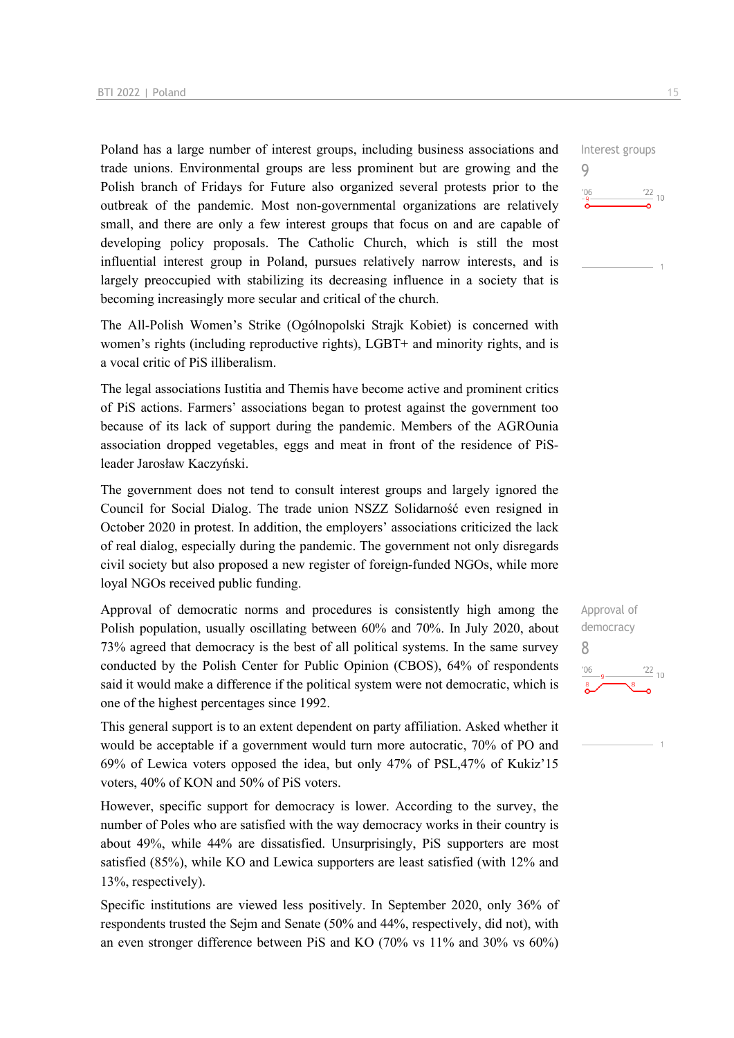Interest groups
9

Poland has a large number of interest groups, including business associations and trade unions. Environmental groups are less prominent but are growing and the Polish branch of Fridays for Future also organized several protests prior to the outbreak of the pandemic. Most non-governmental organizations are relatively small, and there are only a few interest groups that focus on and are capable of developing policy proposals. The Catholic Church, which is still the most influential interest group in Poland, pursues relatively narrow interests, and is largely preoccupied with stabilizing its decreasing influence in a society that is becoming increasingly more secular and critical of the church.

The All-Polish Women's Strike (Ogólnopolski Strajk Kobiet) is concerned with women's rights (including reproductive rights), LGBT+ and minority rights, and is a vocal critic of PiS illiberalism.

The legal associations Iustitia and Themis have become active and prominent critics of PiS actions. Farmers' associations began to protest against the government too because of its lack of support during the pandemic. Members of the AGROunia association dropped vegetables, eggs and meat in front of the residence of PiS-leader Jarosław Kaczyński.

The government does not tend to consult interest groups and largely ignored the Council for Social Dialog. The trade union NSZZ Solidarność even resigned in October 2020 in protest. In addition, the employers' associations criticized the lack of real dialog, especially during the pandemic. The government not only disregards civil society but also proposed a new register of foreign-funded NGOs, while more loyal NGOs received public funding.

Approval of democracy
8

Approval of democratic norms and procedures is consistently high among the Polish population, usually oscillating between 60% and 70%. In July 2020, about 73% agreed that democracy is the best of all political systems. In the same survey conducted by the Polish Center for Public Opinion (CBOS), 64% of respondents said it would make a difference if the political system were not democratic, which is one of the highest percentages since 1992.

This general support is to an extent dependent on party affiliation. Asked whether it would be acceptable if a government would turn more autocratic, 70% of PO and 69% of Lewica voters opposed the idea, but only 47% of PSL,47% of Kukiz'15 voters, 40% of KON and 50% of PiS voters.

However, specific support for democracy is lower. According to the survey, the number of Poles who are satisfied with the way democracy works in their country is about 49%, while 44% are dissatisfied. Unsurprisingly, PiS supporters are most satisfied (85%), while KO and Lewica supporters are least satisfied (with 12% and 13%, respectively).

Specific institutions are viewed less positively. In September 2020, only 36% of respondents trusted the Sejm and Senate (50% and 44%, respectively, did not), with an even stronger difference between PiS and KO (70% vs 11% and 30% vs 60%)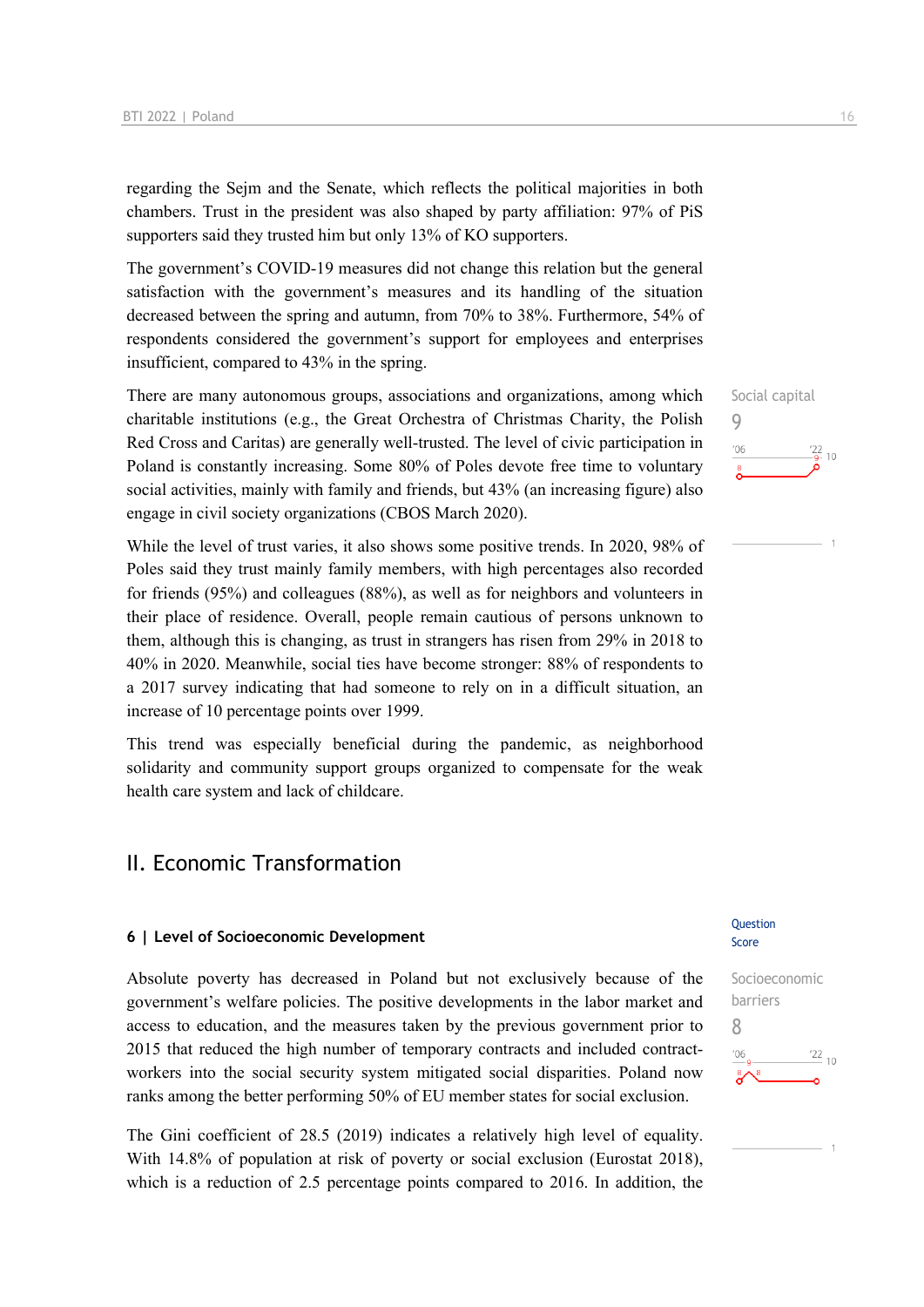regarding the Sejm and the Senate, which reflects the political majorities in both chambers. Trust in the president was also shaped by party affiliation: 97% of PiS supporters said they trusted him but only 13% of KO supporters.

The government's COVID-19 measures did not change this relation but the general satisfaction with the government's measures and its handling of the situation decreased between the spring and autumn, from 70% to 38%. Furthermore, 54% of respondents considered the government's support for employees and enterprises insufficient, compared to 43% in the spring.

Social capital
9

There are many autonomous groups, associations and organizations, among which charitable institutions (e.g., the Great Orchestra of Christmas Charity, the Polish Red Cross and Caritas) are generally well-trusted. The level of civic participation in Poland is constantly increasing. Some 80% of Poles devote free time to voluntary social activities, mainly with family and friends, but 43% (an increasing figure) also engage in civil society organizations (CBOS March 2020).

While the level of trust varies, it also shows some positive trends. In 2020, 98% of Poles said they trust mainly family members, with high percentages also recorded for friends (95%) and colleagues (88%), as well as for neighbors and volunteers in their place of residence. Overall, people remain cautious of persons unknown to them, although this is changing, as trust in strangers has risen from 29% in 2018 to 40% in 2020. Meanwhile, social ties have become stronger: 88% of respondents to a 2017 survey indicating that had someone to rely on in a difficult situation, an increase of 10 percentage points over 1999.

This trend was especially beneficial during the pandemic, as neighborhood solidarity and community support groups organized to compensate for the weak health care system and lack of childcare.

# II. Economic Transformation

### 6 | Level of Socioeconomic Development

Question Score

Socioeconomic barriers
8

Absolute poverty has decreased in Poland but not exclusively because of the government's welfare policies. The positive developments in the labor market and access to education, and the measures taken by the previous government prior to 2015 that reduced the high number of temporary contracts and included contract-workers into the social security system mitigated social disparities. Poland now ranks among the better performing 50% of EU member states for social exclusion.

The Gini coefficient of 28.5 (2019) indicates a relatively high level of equality. With 14.8% of population at risk of poverty or social exclusion (Eurostat 2018), which is a reduction of 2.5 percentage points compared to 2016. In addition, the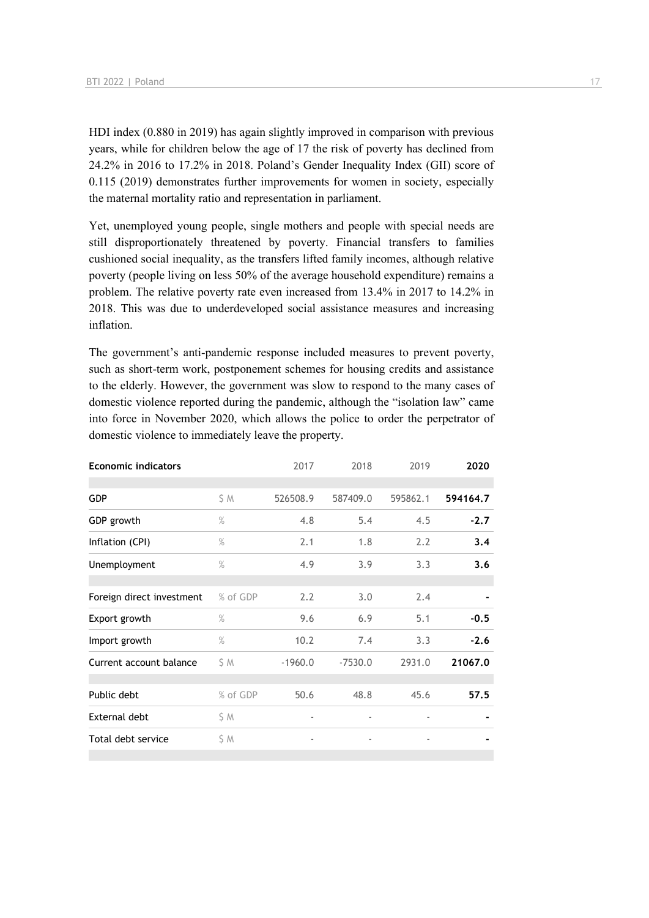HDI index (0.880 in 2019) has again slightly improved in comparison with previous years, while for children below the age of 17 the risk of poverty has declined from 24.2% in 2016 to 17.2% in 2018. Poland's Gender Inequality Index (GII) score of 0.115 (2019) demonstrates further improvements for women in society, especially the maternal mortality ratio and representation in parliament.

Yet, unemployed young people, single mothers and people with special needs are still disproportionately threatened by poverty. Financial transfers to families cushioned social inequality, as the transfers lifted family incomes, although relative poverty (people living on less 50% of the average household expenditure) remains a problem. The relative poverty rate even increased from 13.4% in 2017 to 14.2% in 2018. This was due to underdeveloped social assistance measures and increasing inflation.

The government's anti-pandemic response included measures to prevent poverty, such as short-term work, postponement schemes for housing credits and assistance to the elderly. However, the government was slow to respond to the many cases of domestic violence reported during the pandemic, although the "isolation law" came into force in November 2020, which allows the police to order the perpetrator of domestic violence to immediately leave the property.

| Economic indicators | | 2017 | 2018 | 2019 | 2020 |
|---|---|---|---|---|---|
| GDP | $ M | 526508.9 | 587409.0 | 595862.1 | **594164.7** |
| GDP growth | % | 4.8 | 5.4 | 4.5 | **-2.7** |
| Inflation (CPI) | % | 2.1 | 1.8 | 2.2 | **3.4** |
| Unemployment | % | 4.9 | 3.9 | 3.3 | **3.6** |
| Foreign direct investment | % of GDP | 2.2 | 3.0 | 2.4 | **-** |
| Export growth | % | 9.6 | 6.9 | 5.1 | **-0.5** |
| Import growth | % | 10.2 | 7.4 | 3.3 | **-2.6** |
| Current account balance | $ M | -1960.0 | -7530.0 | 2931.0 | **21067.0** |
| Public debt | % of GDP | 50.6 | 48.8 | 45.6 | **57.5** |
| External debt | $ M | - | - | - | **-** |
| Total debt service | $ M | - | - | - | **-** |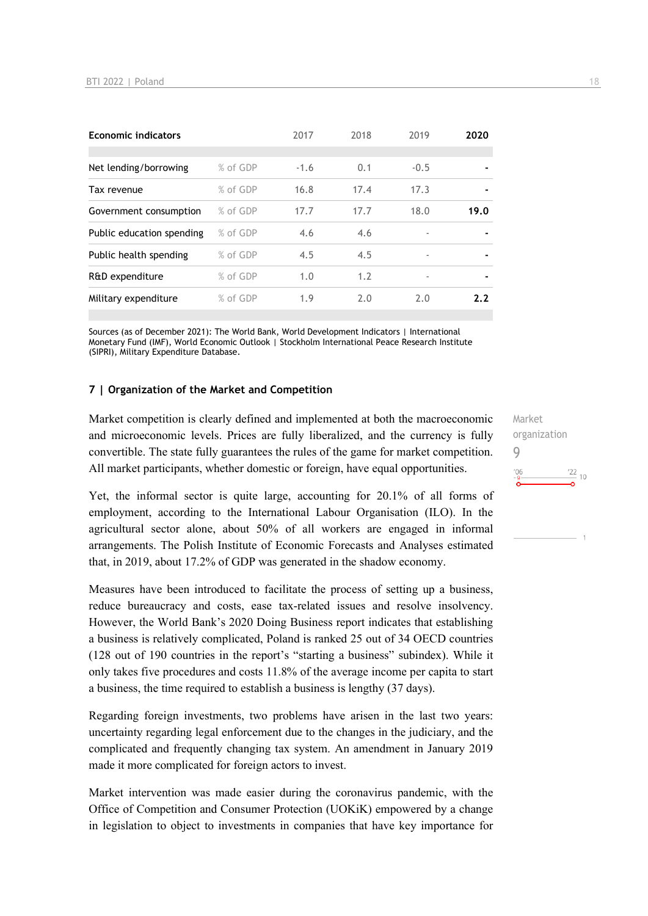| Economic indicators | | 2017 | 2018 | 2019 | 2020 |
|---|---|---|---|---|---|
| Net lending/borrowing | % of GDP | -1.6 | 0.1 | -0.5 | - |
| Tax revenue | % of GDP | 16.8 | 17.4 | 17.3 | - |
| Government consumption | % of GDP | 17.7 | 17.7 | 18.0 | **19.0** |
| Public education spending | % of GDP | 4.6 | 4.6 | - | - |
| Public health spending | % of GDP | 4.5 | 4.5 | - | - |
| R&D expenditure | % of GDP | 1.0 | 1.2 | - | - |
| Military expenditure | % of GDP | 1.9 | 2.0 | 2.0 | **2.2** |

Sources (as of December 2021): The World Bank, World Development Indicators | International Monetary Fund (IMF), World Economic Outlook | Stockholm International Peace Research Institute (SIPRI), Military Expenditure Database.

## 7 | Organization of the Market and Competition

Market organization
9
'06: 9 — '22: 9 (scale 1–10)

Market competition is clearly defined and implemented at both the macroeconomic and microeconomic levels. Prices are fully liberalized, and the currency is fully convertible. The state fully guarantees the rules of the game for market competition. All market participants, whether domestic or foreign, have equal opportunities.

Yet, the informal sector is quite large, accounting for 20.1% of all forms of employment, according to the International Labour Organisation (ILO). In the agricultural sector alone, about 50% of all workers are engaged in informal arrangements. The Polish Institute of Economic Forecasts and Analyses estimated that, in 2019, about 17.2% of GDP was generated in the shadow economy.

Measures have been introduced to facilitate the process of setting up a business, reduce bureaucracy and costs, ease tax-related issues and resolve insolvency. However, the World Bank's 2020 Doing Business report indicates that establishing a business is relatively complicated, Poland is ranked 25 out of 34 OECD countries (128 out of 190 countries in the report's "starting a business" subindex). While it only takes five procedures and costs 11.8% of the average income per capita to start a business, the time required to establish a business is lengthy (37 days).

Regarding foreign investments, two problems have arisen in the last two years: uncertainty regarding legal enforcement due to the changes in the judiciary, and the complicated and frequently changing tax system. An amendment in January 2019 made it more complicated for foreign actors to invest.

Market intervention was made easier during the coronavirus pandemic, with the Office of Competition and Consumer Protection (UOKiK) empowered by a change in legislation to object to investments in companies that have key importance for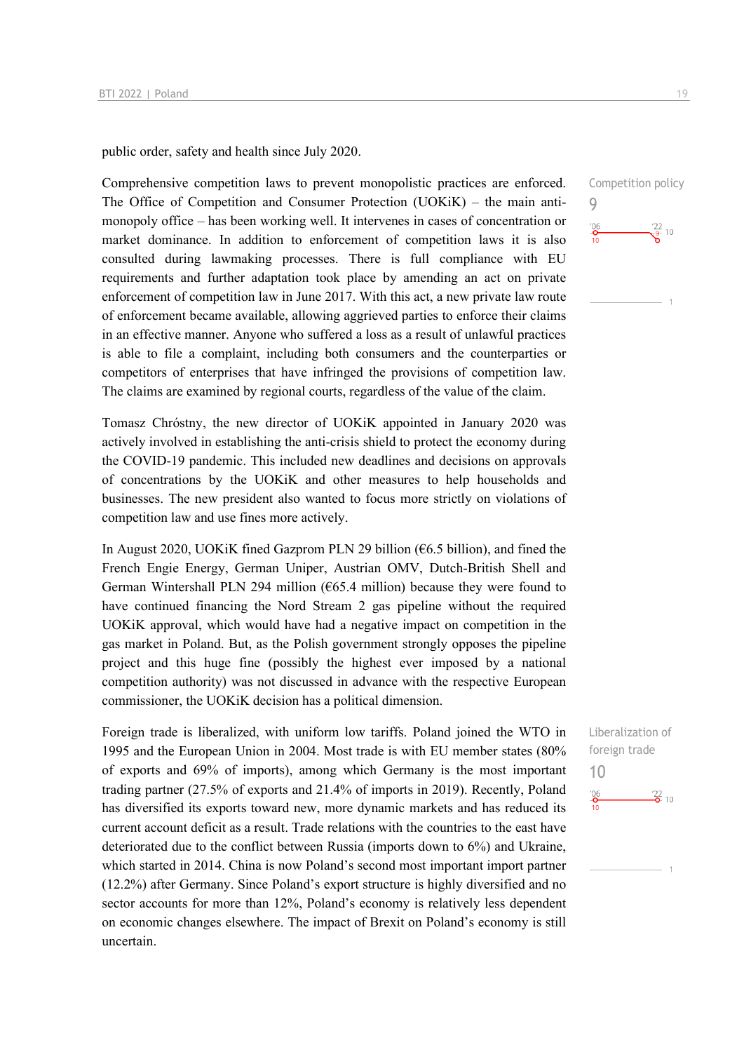public order, safety and health since July 2020.

Competition policy
9

'06 10 — '22 9 — 10

Comprehensive competition laws to prevent monopolistic practices are enforced. The Office of Competition and Consumer Protection (UOKiK) – the main anti-monopoly office – has been working well. It intervenes in cases of concentration or market dominance. In addition to enforcement of competition laws it is also consulted during lawmaking processes. There is full compliance with EU requirements and further adaptation took place by amending an act on private enforcement of competition law in June 2017. With this act, a new private law route of enforcement became available, allowing aggrieved parties to enforce their claims in an effective manner. Anyone who suffered a loss as a result of unlawful practices is able to file a complaint, including both consumers and the counterparties or competitors of enterprises that have infringed the provisions of competition law. The claims are examined by regional courts, regardless of the value of the claim.

Tomasz Chróstny, the new director of UOKiK appointed in January 2020 was actively involved in establishing the anti-crisis shield to protect the economy during the COVID-19 pandemic. This included new deadlines and decisions on approvals of concentrations by the UOKiK and other measures to help households and businesses. The new president also wanted to focus more strictly on violations of competition law and use fines more actively.

In August 2020, UOKiK fined Gazprom PLN 29 billion (€6.5 billion), and fined the French Engie Energy, German Uniper, Austrian OMV, Dutch-British Shell and German Wintershall PLN 294 million (€65.4 million) because they were found to have continued financing the Nord Stream 2 gas pipeline without the required UOKiK approval, which would have had a negative impact on competition in the gas market in Poland. But, as the Polish government strongly opposes the pipeline project and this huge fine (possibly the highest ever imposed by a national competition authority) was not discussed in advance with the respective European commissioner, the UOKiK decision has a political dimension.

Liberalization of foreign trade
10

'06 10 — '22 10 — 10

Foreign trade is liberalized, with uniform low tariffs. Poland joined the WTO in 1995 and the European Union in 2004. Most trade is with EU member states (80% of exports and 69% of imports), among which Germany is the most important trading partner (27.5% of exports and 21.4% of imports in 2019). Recently, Poland has diversified its exports toward new, more dynamic markets and has reduced its current account deficit as a result. Trade relations with the countries to the east have deteriorated due to the conflict between Russia (imports down to 6%) and Ukraine, which started in 2014. China is now Poland's second most important import partner (12.2%) after Germany. Since Poland's export structure is highly diversified and no sector accounts for more than 12%, Poland's economy is relatively less dependent on economic changes elsewhere. The impact of Brexit on Poland's economy is still uncertain.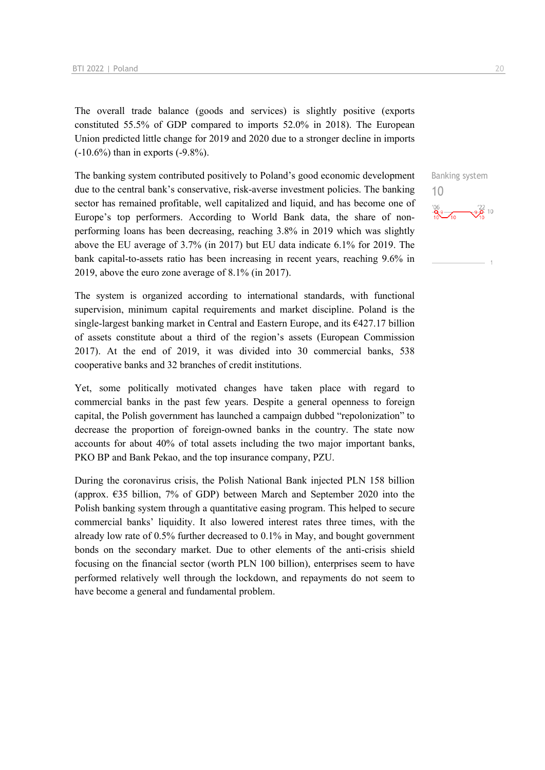The overall trade balance (goods and services) is slightly positive (exports constituted 55.5% of GDP compared to imports 52.0% in 2018). The European Union predicted little change for 2019 and 2020 due to a stronger decline in imports (-10.6%) than in exports (-9.8%).

Banking system

10

The banking system contributed positively to Poland's good economic development due to the central bank's conservative, risk-averse investment policies. The banking sector has remained profitable, well capitalized and liquid, and has become one of Europe's top performers. According to World Bank data, the share of non-performing loans has been decreasing, reaching 3.8% in 2019 which was slightly above the EU average of 3.7% (in 2017) but EU data indicate 6.1% for 2019. The bank capital-to-assets ratio has been increasing in recent years, reaching 9.6% in 2019, above the euro zone average of 8.1% (in 2017).

The system is organized according to international standards, with functional supervision, minimum capital requirements and market discipline. Poland is the single-largest banking market in Central and Eastern Europe, and its €427.17 billion of assets constitute about a third of the region's assets (European Commission 2017). At the end of 2019, it was divided into 30 commercial banks, 538 cooperative banks and 32 branches of credit institutions.

Yet, some politically motivated changes have taken place with regard to commercial banks in the past few years. Despite a general openness to foreign capital, the Polish government has launched a campaign dubbed "repolonization" to decrease the proportion of foreign-owned banks in the country. The state now accounts for about 40% of total assets including the two major important banks, PKO BP and Bank Pekao, and the top insurance company, PZU.

During the coronavirus crisis, the Polish National Bank injected PLN 158 billion (approx. €35 billion, 7% of GDP) between March and September 2020 into the Polish banking system through a quantitative easing program. This helped to secure commercial banks' liquidity. It also lowered interest rates three times, with the already low rate of 0.5% further decreased to 0.1% in May, and bought government bonds on the secondary market. Due to other elements of the anti-crisis shield focusing on the financial sector (worth PLN 100 billion), enterprises seem to have performed relatively well through the lockdown, and repayments do not seem to have become a general and fundamental problem.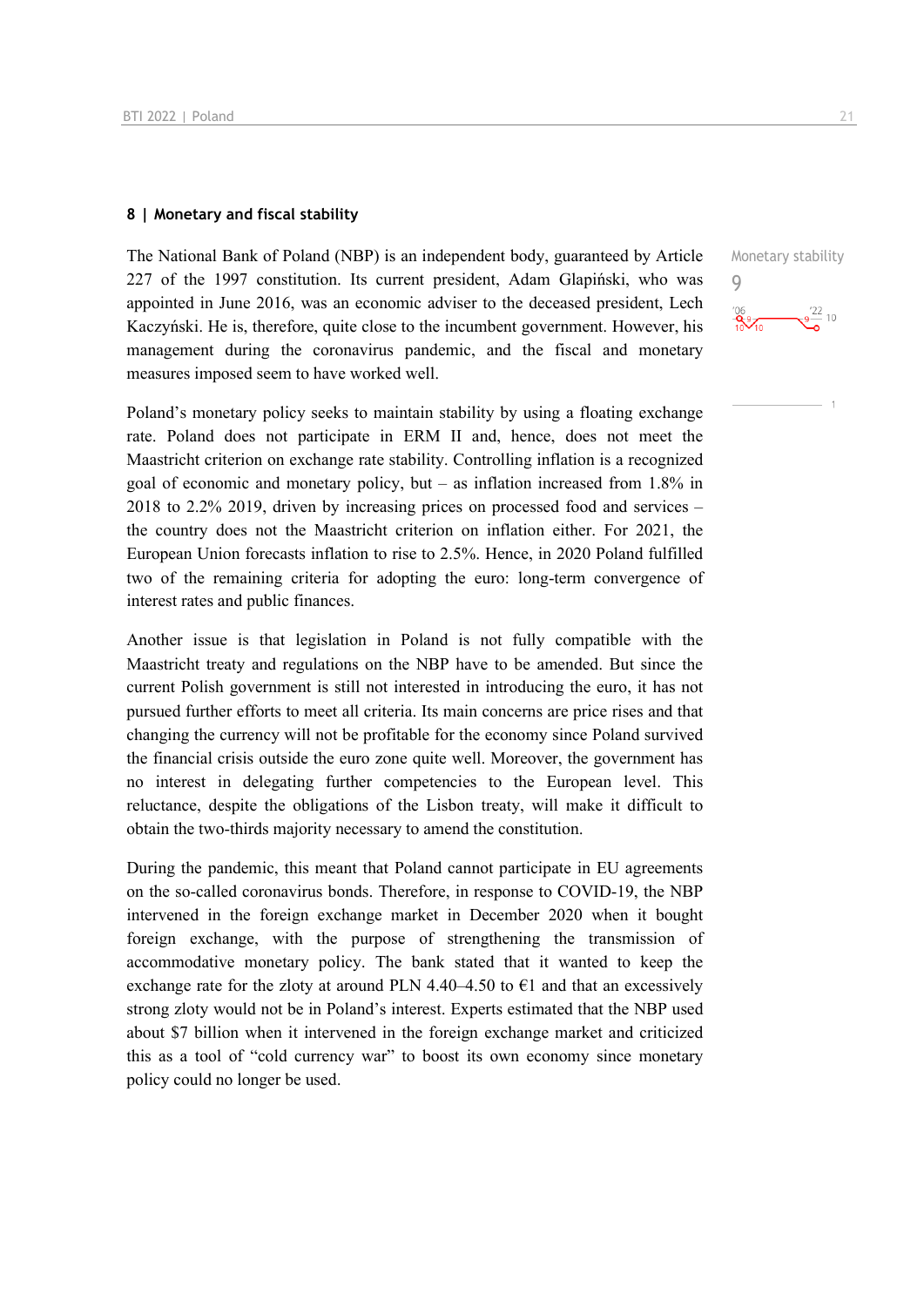## 8 | Monetary and fiscal stability

Monetary stability
9

The National Bank of Poland (NBP) is an independent body, guaranteed by Article 227 of the 1997 constitution. Its current president, Adam Glapiński, who was appointed in June 2016, was an economic adviser to the deceased president, Lech Kaczyński. He is, therefore, quite close to the incumbent government. However, his management during the coronavirus pandemic, and the fiscal and monetary measures imposed seem to have worked well.

Poland's monetary policy seeks to maintain stability by using a floating exchange rate. Poland does not participate in ERM II and, hence, does not meet the Maastricht criterion on exchange rate stability. Controlling inflation is a recognized goal of economic and monetary policy, but – as inflation increased from 1.8% in 2018 to 2.2% 2019, driven by increasing prices on processed food and services – the country does not the Maastricht criterion on inflation either. For 2021, the European Union forecasts inflation to rise to 2.5%. Hence, in 2020 Poland fulfilled two of the remaining criteria for adopting the euro: long-term convergence of interest rates and public finances.

Another issue is that legislation in Poland is not fully compatible with the Maastricht treaty and regulations on the NBP have to be amended. But since the current Polish government is still not interested in introducing the euro, it has not pursued further efforts to meet all criteria. Its main concerns are price rises and that changing the currency will not be profitable for the economy since Poland survived the financial crisis outside the euro zone quite well. Moreover, the government has no interest in delegating further competencies to the European level. This reluctance, despite the obligations of the Lisbon treaty, will make it difficult to obtain the two-thirds majority necessary to amend the constitution.

During the pandemic, this meant that Poland cannot participate in EU agreements on the so-called coronavirus bonds. Therefore, in response to COVID-19, the NBP intervened in the foreign exchange market in December 2020 when it bought foreign exchange, with the purpose of strengthening the transmission of accommodative monetary policy. The bank stated that it wanted to keep the exchange rate for the zloty at around PLN 4.40–4.50 to €1 and that an excessively strong zloty would not be in Poland's interest. Experts estimated that the NBP used about $7 billion when it intervened in the foreign exchange market and criticized this as a tool of "cold currency war" to boost its own economy since monetary policy could no longer be used.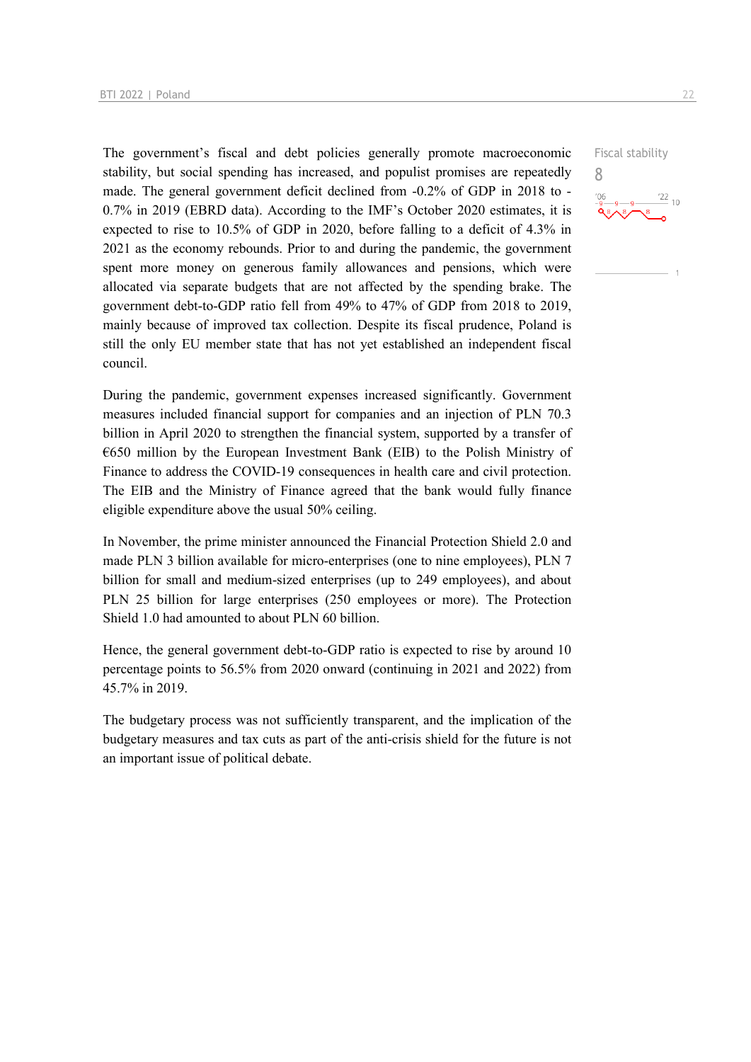Fiscal stability

8

The government's fiscal and debt policies generally promote macroeconomic stability, but social spending has increased, and populist promises are repeatedly made. The general government deficit declined from -0.2% of GDP in 2018 to -0.7% in 2019 (EBRD data). According to the IMF's October 2020 estimates, it is expected to rise to 10.5% of GDP in 2020, before falling to a deficit of 4.3% in 2021 as the economy rebounds. Prior to and during the pandemic, the government spent more money on generous family allowances and pensions, which were allocated via separate budgets that are not affected by the spending brake. The government debt-to-GDP ratio fell from 49% to 47% of GDP from 2018 to 2019, mainly because of improved tax collection. Despite its fiscal prudence, Poland is still the only EU member state that has not yet established an independent fiscal council.

During the pandemic, government expenses increased significantly. Government measures included financial support for companies and an injection of PLN 70.3 billion in April 2020 to strengthen the financial system, supported by a transfer of €650 million by the European Investment Bank (EIB) to the Polish Ministry of Finance to address the COVID-19 consequences in health care and civil protection. The EIB and the Ministry of Finance agreed that the bank would fully finance eligible expenditure above the usual 50% ceiling.

In November, the prime minister announced the Financial Protection Shield 2.0 and made PLN 3 billion available for micro-enterprises (one to nine employees), PLN 7 billion for small and medium-sized enterprises (up to 249 employees), and about PLN 25 billion for large enterprises (250 employees or more). The Protection Shield 1.0 had amounted to about PLN 60 billion.

Hence, the general government debt-to-GDP ratio is expected to rise by around 10 percentage points to 56.5% from 2020 onward (continuing in 2021 and 2022) from 45.7% in 2019.

The budgetary process was not sufficiently transparent, and the implication of the budgetary measures and tax cuts as part of the anti-crisis shield for the future is not an important issue of political debate.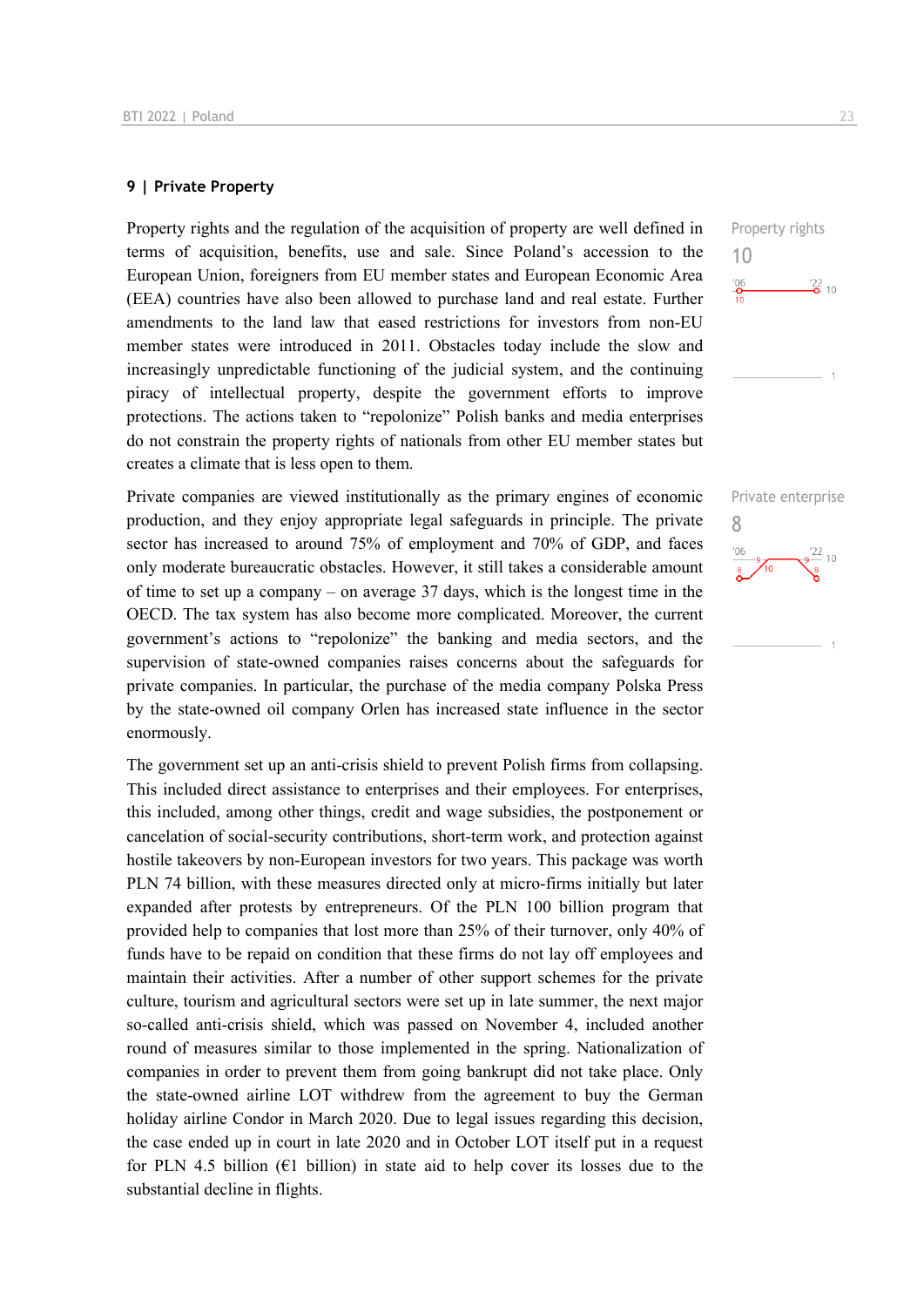## 9 | Private Property

Property rights and the regulation of the acquisition of property are well defined in terms of acquisition, benefits, use and sale. Since Poland's accession to the European Union, foreigners from EU member states and European Economic Area (EEA) countries have also been allowed to purchase land and real estate. Further amendments to the land law that eased restrictions for investors from non-EU member states were introduced in 2011. Obstacles today include the slow and increasingly unpredictable functioning of the judicial system, and the continuing piracy of intellectual property, despite the government efforts to improve protections. The actions taken to "repolonize" Polish banks and media enterprises do not constrain the property rights of nationals from other EU member states but creates a climate that is less open to them.

Property rights
10

Private companies are viewed institutionally as the primary engines of economic production, and they enjoy appropriate legal safeguards in principle. The private sector has increased to around 75% of employment and 70% of GDP, and faces only moderate bureaucratic obstacles. However, it still takes a considerable amount of time to set up a company – on average 37 days, which is the longest time in the OECD. The tax system has also become more complicated. Moreover, the current government's actions to "repolonize" the banking and media sectors, and the supervision of state-owned companies raises concerns about the safeguards for private companies. In particular, the purchase of the media company Polska Press by the state-owned oil company Orlen has increased state influence in the sector enormously.

Private enterprise
8

The government set up an anti-crisis shield to prevent Polish firms from collapsing. This included direct assistance to enterprises and their employees. For enterprises, this included, among other things, credit and wage subsidies, the postponement or cancelation of social-security contributions, short-term work, and protection against hostile takeovers by non-European investors for two years. This package was worth PLN 74 billion, with these measures directed only at micro-firms initially but later expanded after protests by entrepreneurs. Of the PLN 100 billion program that provided help to companies that lost more than 25% of their turnover, only 40% of funds have to be repaid on condition that these firms do not lay off employees and maintain their activities. After a number of other support schemes for the private culture, tourism and agricultural sectors were set up in late summer, the next major so-called anti-crisis shield, which was passed on November 4, included another round of measures similar to those implemented in the spring. Nationalization of companies in order to prevent them from going bankrupt did not take place. Only the state-owned airline LOT withdrew from the agreement to buy the German holiday airline Condor in March 2020. Due to legal issues regarding this decision, the case ended up in court in late 2020 and in October LOT itself put in a request for PLN 4.5 billion (€1 billion) in state aid to help cover its losses due to the substantial decline in flights.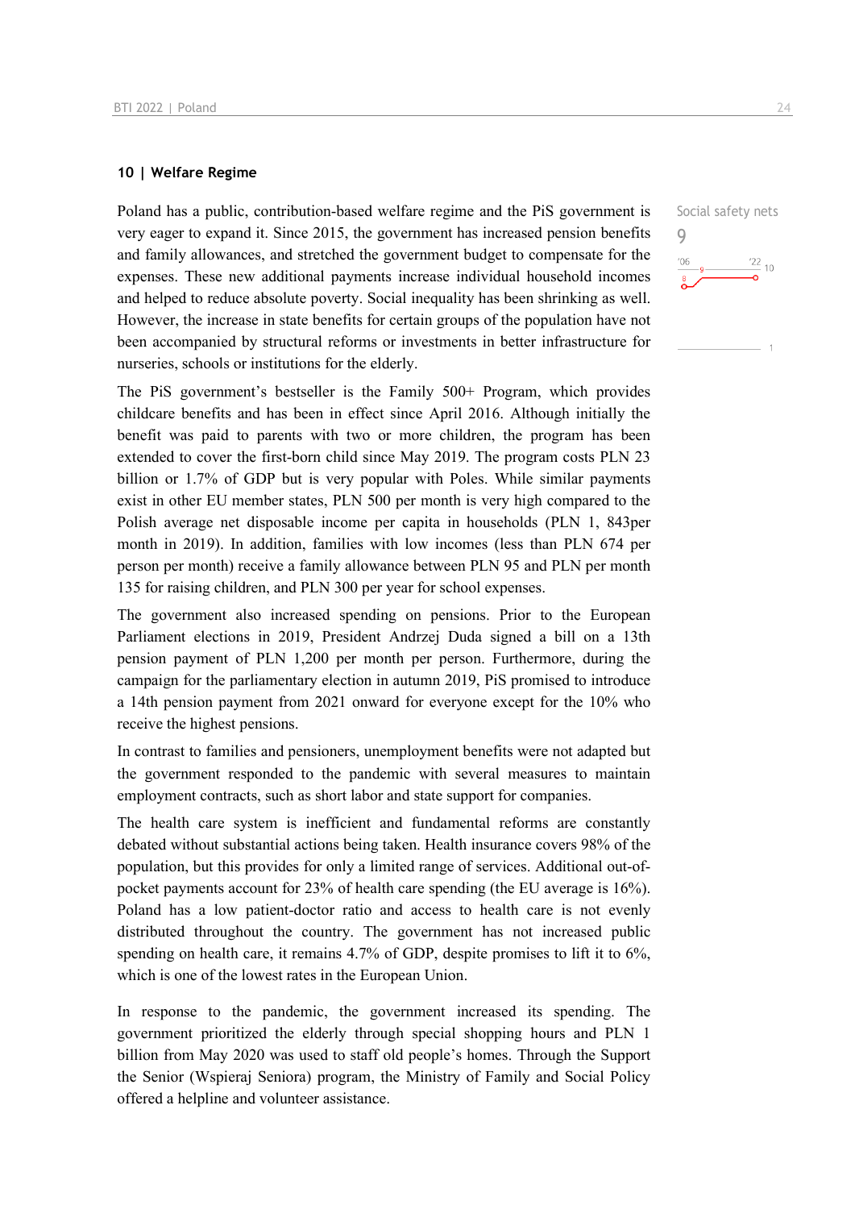## 10 | Welfare Regime

Social safety nets

9

'06 '22 10

Poland has a public, contribution-based welfare regime and the PiS government is very eager to expand it. Since 2015, the government has increased pension benefits and family allowances, and stretched the government budget to compensate for the expenses. These new additional payments increase individual household incomes and helped to reduce absolute poverty. Social inequality has been shrinking as well. However, the increase in state benefits for certain groups of the population have not been accompanied by structural reforms or investments in better infrastructure for nurseries, schools or institutions for the elderly.

The PiS government's bestseller is the Family 500+ Program, which provides childcare benefits and has been in effect since April 2016. Although initially the benefit was paid to parents with two or more children, the program has been extended to cover the first-born child since May 2019. The program costs PLN 23 billion or 1.7% of GDP but is very popular with Poles. While similar payments exist in other EU member states, PLN 500 per month is very high compared to the Polish average net disposable income per capita in households (PLN 1, 843per month in 2019). In addition, families with low incomes (less than PLN 674 per person per month) receive a family allowance between PLN 95 and PLN per month 135 for raising children, and PLN 300 per year for school expenses.

The government also increased spending on pensions. Prior to the European Parliament elections in 2019, President Andrzej Duda signed a bill on a 13th pension payment of PLN 1,200 per month per person. Furthermore, during the campaign for the parliamentary election in autumn 2019, PiS promised to introduce a 14th pension payment from 2021 onward for everyone except for the 10% who receive the highest pensions.

In contrast to families and pensioners, unemployment benefits were not adapted but the government responded to the pandemic with several measures to maintain employment contracts, such as short labor and state support for companies.

The health care system is inefficient and fundamental reforms are constantly debated without substantial actions being taken. Health insurance covers 98% of the population, but this provides for only a limited range of services. Additional out-of-pocket payments account for 23% of health care spending (the EU average is 16%). Poland has a low patient-doctor ratio and access to health care is not evenly distributed throughout the country. The government has not increased public spending on health care, it remains 4.7% of GDP, despite promises to lift it to 6%, which is one of the lowest rates in the European Union.

In response to the pandemic, the government increased its spending. The government prioritized the elderly through special shopping hours and PLN 1 billion from May 2020 was used to staff old people's homes. Through the Support the Senior (Wspieraj Seniora) program, the Ministry of Family and Social Policy offered a helpline and volunteer assistance.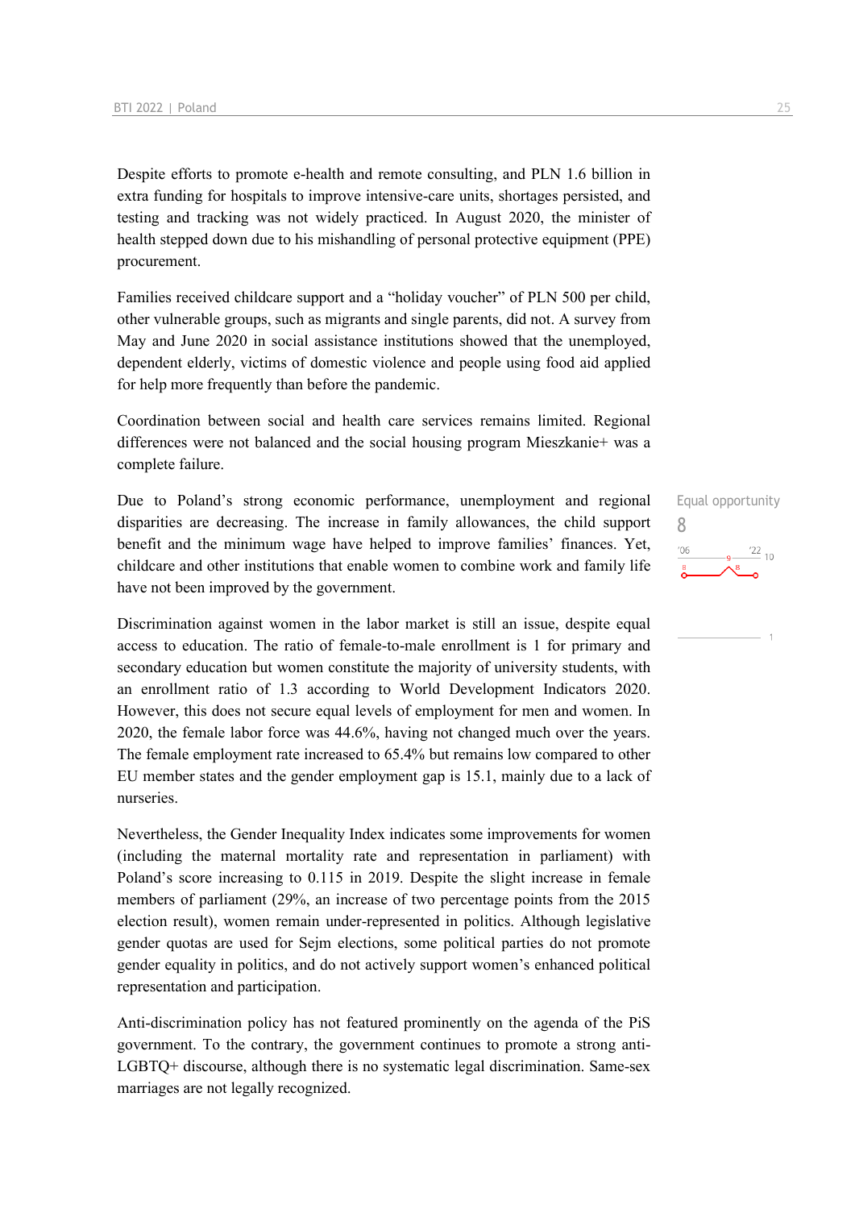Despite efforts to promote e-health and remote consulting, and PLN 1.6 billion in extra funding for hospitals to improve intensive-care units, shortages persisted, and testing and tracking was not widely practiced. In August 2020, the minister of health stepped down due to his mishandling of personal protective equipment (PPE) procurement.

Families received childcare support and a "holiday voucher" of PLN 500 per child, other vulnerable groups, such as migrants and single parents, did not. A survey from May and June 2020 in social assistance institutions showed that the unemployed, dependent elderly, victims of domestic violence and people using food aid applied for help more frequently than before the pandemic.

Coordination between social and health care services remains limited. Regional differences were not balanced and the social housing program Mieszkanie+ was a complete failure.

Equal opportunity
8

Due to Poland's strong economic performance, unemployment and regional disparities are decreasing. The increase in family allowances, the child support benefit and the minimum wage have helped to improve families' finances. Yet, childcare and other institutions that enable women to combine work and family life have not been improved by the government.

Discrimination against women in the labor market is still an issue, despite equal access to education. The ratio of female-to-male enrollment is 1 for primary and secondary education but women constitute the majority of university students, with an enrollment ratio of 1.3 according to World Development Indicators 2020. However, this does not secure equal levels of employment for men and women. In 2020, the female labor force was 44.6%, having not changed much over the years. The female employment rate increased to 65.4% but remains low compared to other EU member states and the gender employment gap is 15.1, mainly due to a lack of nurseries.

Nevertheless, the Gender Inequality Index indicates some improvements for women (including the maternal mortality rate and representation in parliament) with Poland's score increasing to 0.115 in 2019. Despite the slight increase in female members of parliament (29%, an increase of two percentage points from the 2015 election result), women remain under-represented in politics. Although legislative gender quotas are used for Sejm elections, some political parties do not promote gender equality in politics, and do not actively support women's enhanced political representation and participation.

Anti-discrimination policy has not featured prominently on the agenda of the PiS government. To the contrary, the government continues to promote a strong anti-LGBTQ+ discourse, although there is no systematic legal discrimination. Same-sex marriages are not legally recognized.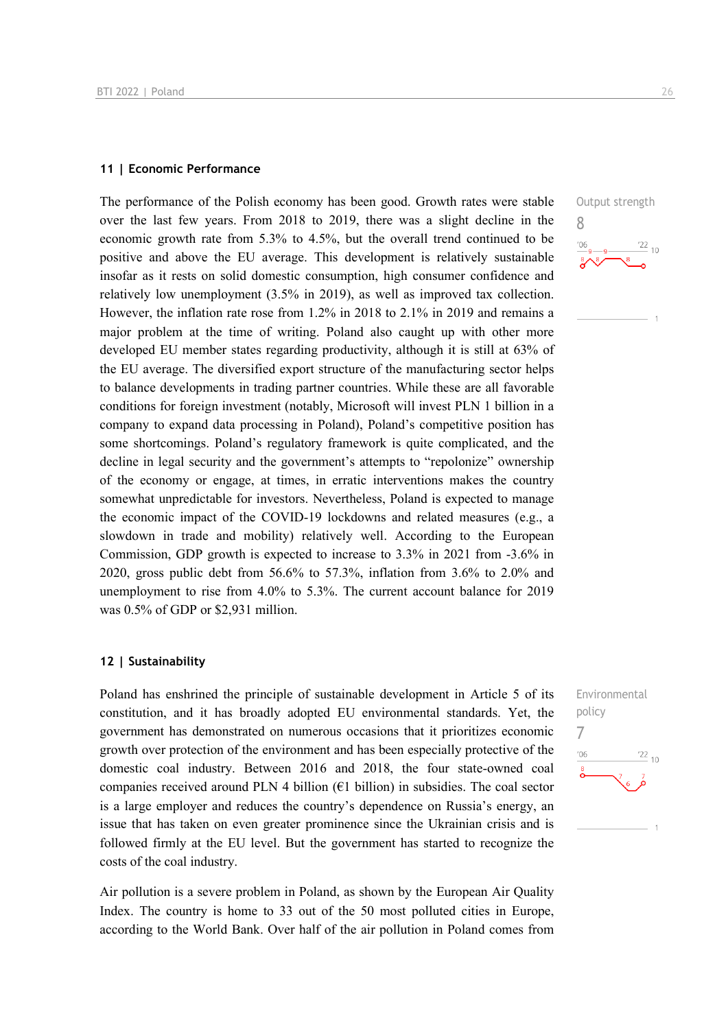## 11 | Economic Performance

Output strength

8

The performance of the Polish economy has been good. Growth rates were stable over the last few years. From 2018 to 2019, there was a slight decline in the economic growth rate from 5.3% to 4.5%, but the overall trend continued to be positive and above the EU average. This development is relatively sustainable insofar as it rests on solid domestic consumption, high consumer confidence and relatively low unemployment (3.5% in 2019), as well as improved tax collection. However, the inflation rate rose from 1.2% in 2018 to 2.1% in 2019 and remains a major problem at the time of writing. Poland also caught up with other more developed EU member states regarding productivity, although it is still at 63% of the EU average. The diversified export structure of the manufacturing sector helps to balance developments in trading partner countries. While these are all favorable conditions for foreign investment (notably, Microsoft will invest PLN 1 billion in a company to expand data processing in Poland), Poland's competitive position has some shortcomings. Poland's regulatory framework is quite complicated, and the decline in legal security and the government's attempts to "repolonize" ownership of the economy or engage, at times, in erratic interventions makes the country somewhat unpredictable for investors. Nevertheless, Poland is expected to manage the economic impact of the COVID-19 lockdowns and related measures (e.g., a slowdown in trade and mobility) relatively well. According to the European Commission, GDP growth is expected to increase to 3.3% in 2021 from -3.6% in 2020, gross public debt from 56.6% to 57.3%, inflation from 3.6% to 2.0% and unemployment to rise from 4.0% to 5.3%. The current account balance for 2019 was 0.5% of GDP or $2,931 million.

## 12 | Sustainability

Environmental policy

7

Poland has enshrined the principle of sustainable development in Article 5 of its constitution, and it has broadly adopted EU environmental standards. Yet, the government has demonstrated on numerous occasions that it prioritizes economic growth over protection of the environment and has been especially protective of the domestic coal industry. Between 2016 and 2018, the four state-owned coal companies received around PLN 4 billion (€1 billion) in subsidies. The coal sector is a large employer and reduces the country's dependence on Russia's energy, an issue that has taken on even greater prominence since the Ukrainian crisis and is followed firmly at the EU level. But the government has started to recognize the costs of the coal industry.

Air pollution is a severe problem in Poland, as shown by the European Air Quality Index. The country is home to 33 out of the 50 most polluted cities in Europe, according to the World Bank. Over half of the air pollution in Poland comes from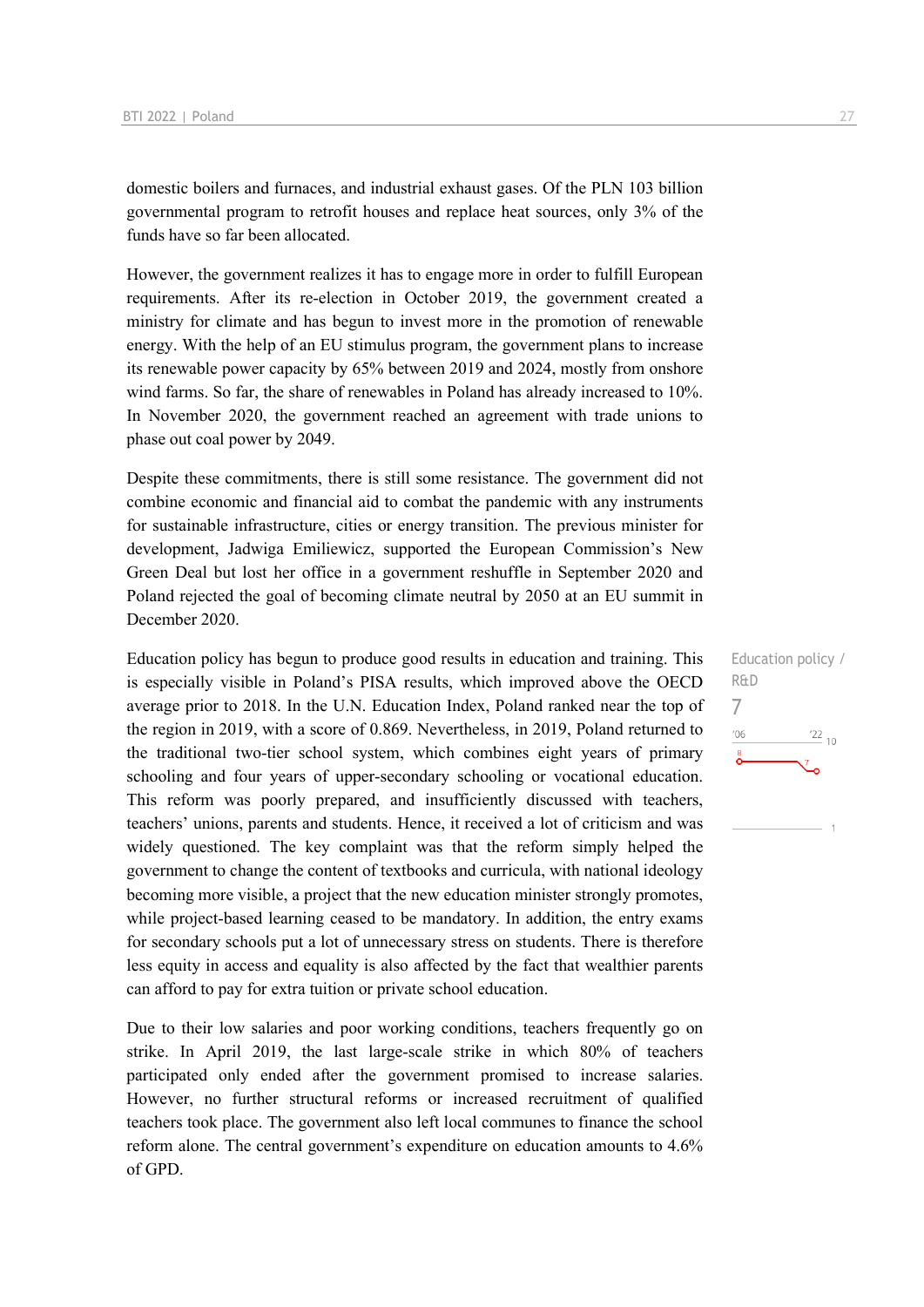domestic boilers and furnaces, and industrial exhaust gases. Of the PLN 103 billion governmental program to retrofit houses and replace heat sources, only 3% of the funds have so far been allocated.

However, the government realizes it has to engage more in order to fulfill European requirements. After its re-election in October 2019, the government created a ministry for climate and has begun to invest more in the promotion of renewable energy. With the help of an EU stimulus program, the government plans to increase its renewable power capacity by 65% between 2019 and 2024, mostly from onshore wind farms. So far, the share of renewables in Poland has already increased to 10%. In November 2020, the government reached an agreement with trade unions to phase out coal power by 2049.

Despite these commitments, there is still some resistance. The government did not combine economic and financial aid to combat the pandemic with any instruments for sustainable infrastructure, cities or energy transition. The previous minister for development, Jadwiga Emiliewicz, supported the European Commission's New Green Deal but lost her office in a government reshuffle in September 2020 and Poland rejected the goal of becoming climate neutral by 2050 at an EU summit in December 2020.

Education policy / R&D

7

Education policy has begun to produce good results in education and training. This is especially visible in Poland's PISA results, which improved above the OECD average prior to 2018. In the U.N. Education Index, Poland ranked near the top of the region in 2019, with a score of 0.869. Nevertheless, in 2019, Poland returned to the traditional two-tier school system, which combines eight years of primary schooling and four years of upper-secondary schooling or vocational education. This reform was poorly prepared, and insufficiently discussed with teachers, teachers' unions, parents and students. Hence, it received a lot of criticism and was widely questioned. The key complaint was that the reform simply helped the government to change the content of textbooks and curricula, with national ideology becoming more visible, a project that the new education minister strongly promotes, while project-based learning ceased to be mandatory. In addition, the entry exams for secondary schools put a lot of unnecessary stress on students. There is therefore less equity in access and equality is also affected by the fact that wealthier parents can afford to pay for extra tuition or private school education.

Due to their low salaries and poor working conditions, teachers frequently go on strike. In April 2019, the last large-scale strike in which 80% of teachers participated only ended after the government promised to increase salaries. However, no further structural reforms or increased recruitment of qualified teachers took place. The government also left local communes to finance the school reform alone. The central government's expenditure on education amounts to 4.6% of GPD.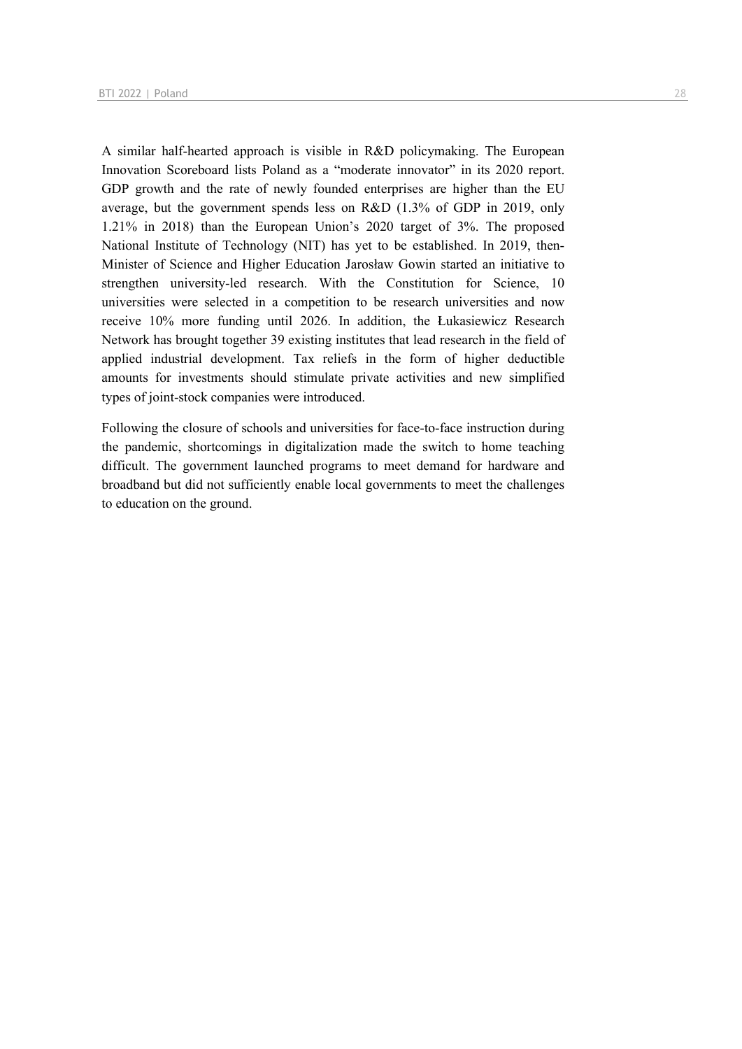A similar half-hearted approach is visible in R&D policymaking. The European Innovation Scoreboard lists Poland as a "moderate innovator" in its 2020 report. GDP growth and the rate of newly founded enterprises are higher than the EU average, but the government spends less on R&D (1.3% of GDP in 2019, only 1.21% in 2018) than the European Union's 2020 target of 3%. The proposed National Institute of Technology (NIT) has yet to be established. In 2019, then-Minister of Science and Higher Education Jarosław Gowin started an initiative to strengthen university-led research. With the Constitution for Science, 10 universities were selected in a competition to be research universities and now receive 10% more funding until 2026. In addition, the Łukasiewicz Research Network has brought together 39 existing institutes that lead research in the field of applied industrial development. Tax reliefs in the form of higher deductible amounts for investments should stimulate private activities and new simplified types of joint-stock companies were introduced.

Following the closure of schools and universities for face-to-face instruction during the pandemic, shortcomings in digitalization made the switch to home teaching difficult. The government launched programs to meet demand for hardware and broadband but did not sufficiently enable local governments to meet the challenges to education on the ground.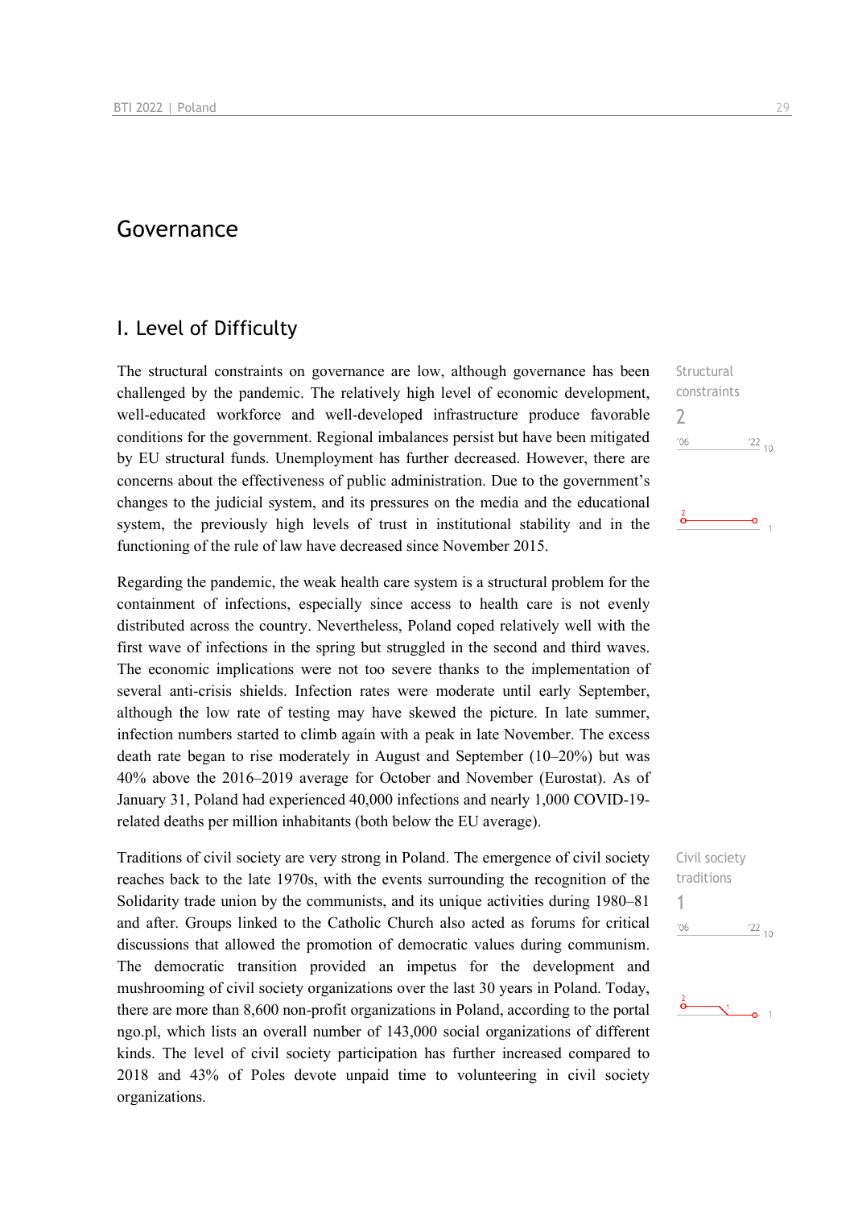# Governance

## I. Level of Difficulty

Structural constraints
2

The structural constraints on governance are low, although governance has been challenged by the pandemic. The relatively high level of economic development, well-educated workforce and well-developed infrastructure produce favorable conditions for the government. Regional imbalances persist but have been mitigated by EU structural funds. Unemployment has further decreased. However, there are concerns about the effectiveness of public administration. Due to the government's changes to the judicial system, and its pressures on the media and the educational system, the previously high levels of trust in institutional stability and in the functioning of the rule of law have decreased since November 2015.

Regarding the pandemic, the weak health care system is a structural problem for the containment of infections, especially since access to health care is not evenly distributed across the country. Nevertheless, Poland coped relatively well with the first wave of infections in the spring but struggled in the second and third waves. The economic implications were not too severe thanks to the implementation of several anti-crisis shields. Infection rates were moderate until early September, although the low rate of testing may have skewed the picture. In late summer, infection numbers started to climb again with a peak in late November. The excess death rate began to rise moderately in August and September (10–20%) but was 40% above the 2016–2019 average for October and November (Eurostat). As of January 31, Poland had experienced 40,000 infections and nearly 1,000 COVID-19-related deaths per million inhabitants (both below the EU average).

Civil society traditions
1

Traditions of civil society are very strong in Poland. The emergence of civil society reaches back to the late 1970s, with the events surrounding the recognition of the Solidarity trade union by the communists, and its unique activities during 1980–81 and after. Groups linked to the Catholic Church also acted as forums for critical discussions that allowed the promotion of democratic values during communism. The democratic transition provided an impetus for the development and mushrooming of civil society organizations over the last 30 years in Poland. Today, there are more than 8,600 non-profit organizations in Poland, according to the portal ngo.pl, which lists an overall number of 143,000 social organizations of different kinds. The level of civil society participation has further increased compared to 2018 and 43% of Poles devote unpaid time to volunteering in civil society organizations.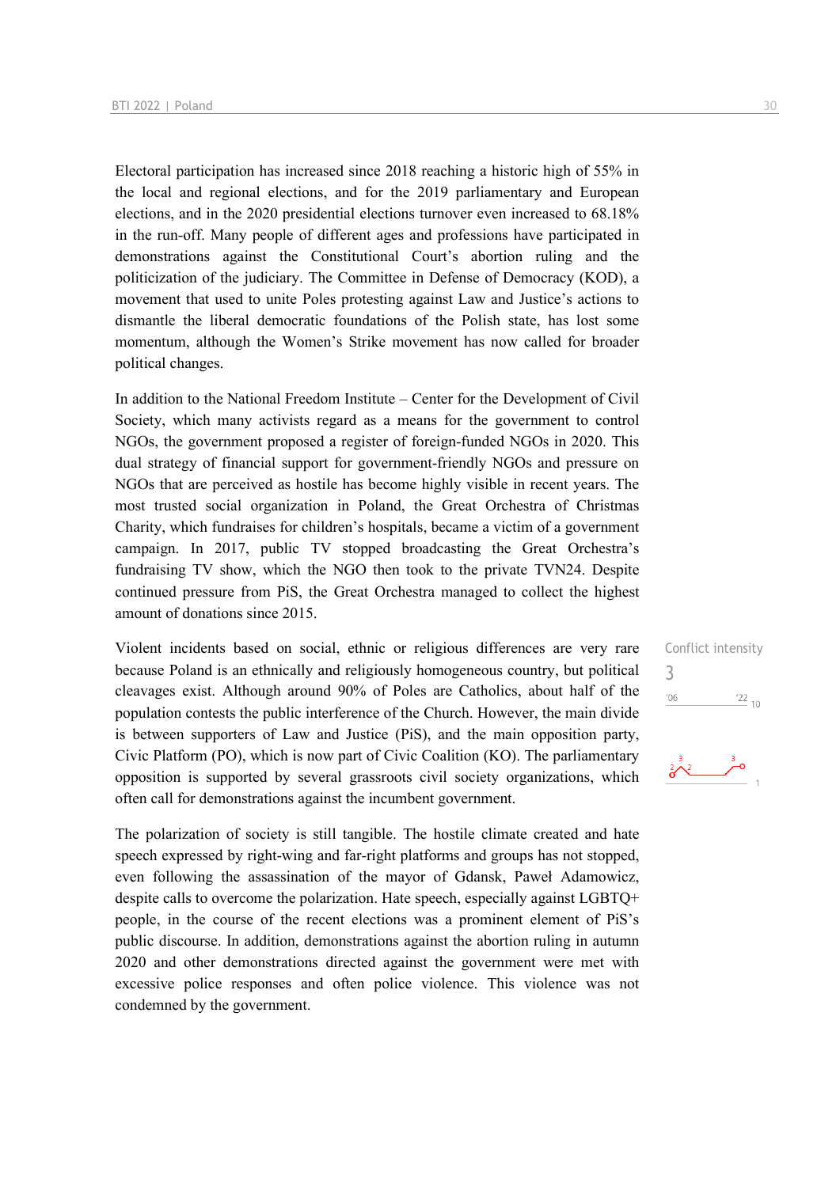Electoral participation has increased since 2018 reaching a historic high of 55% in the local and regional elections, and for the 2019 parliamentary and European elections, and in the 2020 presidential elections turnover even increased to 68.18% in the run-off. Many people of different ages and professions have participated in demonstrations against the Constitutional Court's abortion ruling and the politicization of the judiciary. The Committee in Defense of Democracy (KOD), a movement that used to unite Poles protesting against Law and Justice's actions to dismantle the liberal democratic foundations of the Polish state, has lost some momentum, although the Women's Strike movement has now called for broader political changes.

In addition to the National Freedom Institute – Center for the Development of Civil Society, which many activists regard as a means for the government to control NGOs, the government proposed a register of foreign-funded NGOs in 2020. This dual strategy of financial support for government-friendly NGOs and pressure on NGOs that are perceived as hostile has become highly visible in recent years. The most trusted social organization in Poland, the Great Orchestra of Christmas Charity, which fundraises for children's hospitals, became a victim of a government campaign. In 2017, public TV stopped broadcasting the Great Orchestra's fundraising TV show, which the NGO then took to the private TVN24. Despite continued pressure from PiS, the Great Orchestra managed to collect the highest amount of donations since 2015.

Conflict intensity
3

Violent incidents based on social, ethnic or religious differences are very rare because Poland is an ethnically and religiously homogeneous country, but political cleavages exist. Although around 90% of Poles are Catholics, about half of the population contests the public interference of the Church. However, the main divide is between supporters of Law and Justice (PiS), and the main opposition party, Civic Platform (PO), which is now part of Civic Coalition (KO). The parliamentary opposition is supported by several grassroots civil society organizations, which often call for demonstrations against the incumbent government.

The polarization of society is still tangible. The hostile climate created and hate speech expressed by right-wing and far-right platforms and groups has not stopped, even following the assassination of the mayor of Gdansk, Paweł Adamowicz, despite calls to overcome the polarization. Hate speech, especially against LGBTQ+ people, in the course of the recent elections was a prominent element of PiS's public discourse. In addition, demonstrations against the abortion ruling in autumn 2020 and other demonstrations directed against the government were met with excessive police responses and often police violence. This violence was not condemned by the government.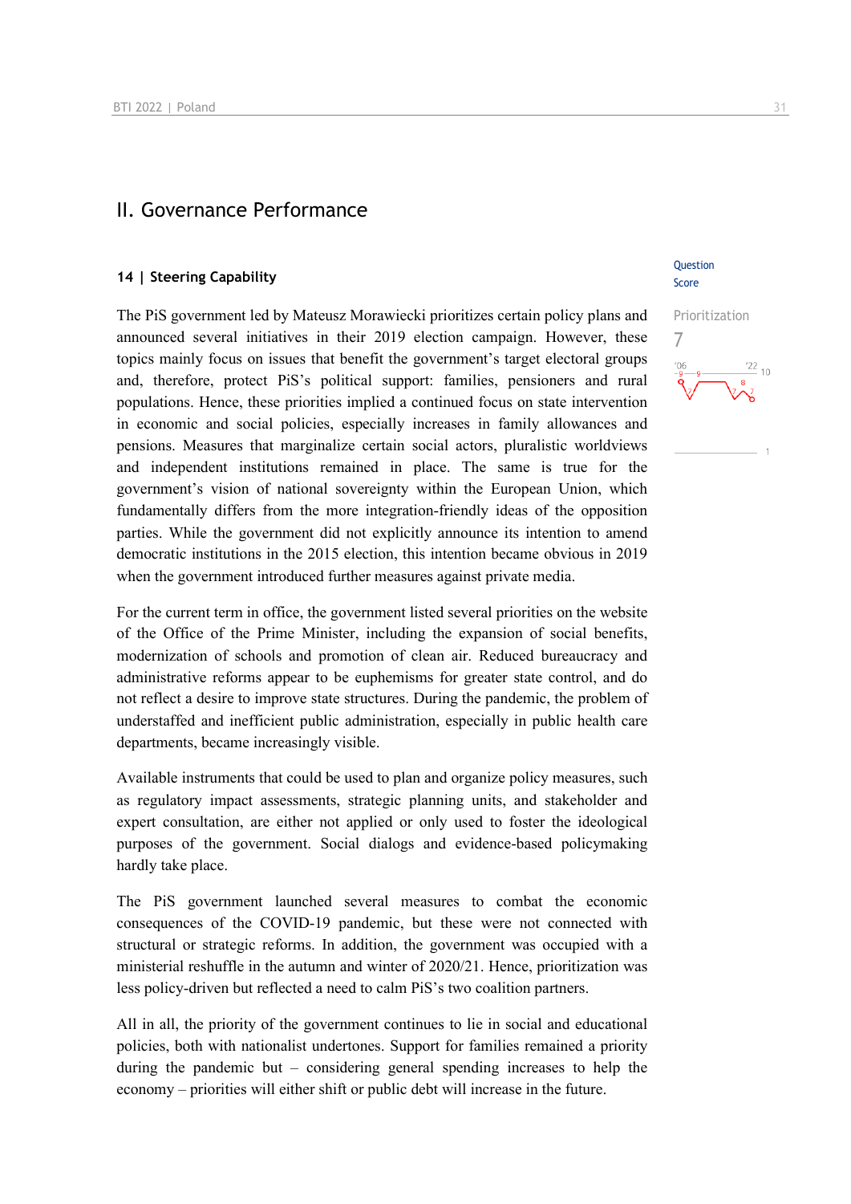## II. Governance Performance

### 14 | Steering Capability

Question Score

Prioritization

7

The PiS government led by Mateusz Morawiecki prioritizes certain policy plans and announced several initiatives in their 2019 election campaign. However, these topics mainly focus on issues that benefit the government's target electoral groups and, therefore, protect PiS's political support: families, pensioners and rural populations. Hence, these priorities implied a continued focus on state intervention in economic and social policies, especially increases in family allowances and pensions. Measures that marginalize certain social actors, pluralistic worldviews and independent institutions remained in place. The same is true for the government's vision of national sovereignty within the European Union, which fundamentally differs from the more integration-friendly ideas of the opposition parties. While the government did not explicitly announce its intention to amend democratic institutions in the 2015 election, this intention became obvious in 2019 when the government introduced further measures against private media.

For the current term in office, the government listed several priorities on the website of the Office of the Prime Minister, including the expansion of social benefits, modernization of schools and promotion of clean air. Reduced bureaucracy and administrative reforms appear to be euphemisms for greater state control, and do not reflect a desire to improve state structures. During the pandemic, the problem of understaffed and inefficient public administration, especially in public health care departments, became increasingly visible.

Available instruments that could be used to plan and organize policy measures, such as regulatory impact assessments, strategic planning units, and stakeholder and expert consultation, are either not applied or only used to foster the ideological purposes of the government. Social dialogs and evidence-based policymaking hardly take place.

The PiS government launched several measures to combat the economic consequences of the COVID-19 pandemic, but these were not connected with structural or strategic reforms. In addition, the government was occupied with a ministerial reshuffle in the autumn and winter of 2020/21. Hence, prioritization was less policy-driven but reflected a need to calm PiS's two coalition partners.

All in all, the priority of the government continues to lie in social and educational policies, both with nationalist undertones. Support for families remained a priority during the pandemic but – considering general spending increases to help the economy – priorities will either shift or public debt will increase in the future.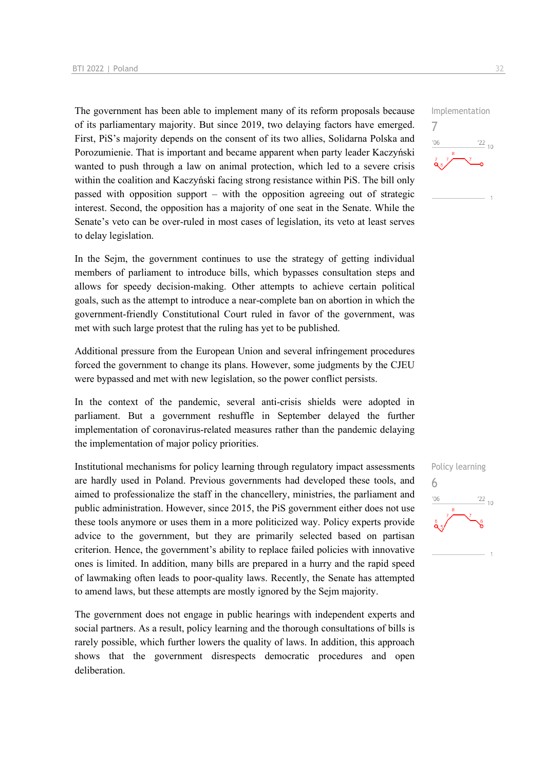The government has been able to implement many of its reform proposals because of its parliamentary majority. But since 2019, two delaying factors have emerged. First, PiS's majority depends on the consent of its two allies, Solidarna Polska and Porozumienie. That is important and became apparent when party leader Kaczyński wanted to push through a law on animal protection, which led to a severe crisis within the coalition and Kaczyński facing strong resistance within PiS. The bill only passed with opposition support – with the opposition agreeing out of strategic interest. Second, the opposition has a majority of one seat in the Senate. While the Senate's veto can be over-ruled in most cases of legislation, its veto at least serves to delay legislation.

Implementation
7

In the Sejm, the government continues to use the strategy of getting individual members of parliament to introduce bills, which bypasses consultation steps and allows for speedy decision-making. Other attempts to achieve certain political goals, such as the attempt to introduce a near-complete ban on abortion in which the government-friendly Constitutional Court ruled in favor of the government, was met with such large protest that the ruling has yet to be published.

Additional pressure from the European Union and several infringement procedures forced the government to change its plans. However, some judgments by the CJEU were bypassed and met with new legislation, so the power conflict persists.

In the context of the pandemic, several anti-crisis shields were adopted in parliament. But a government reshuffle in September delayed the further implementation of coronavirus-related measures rather than the pandemic delaying the implementation of major policy priorities.

Institutional mechanisms for policy learning through regulatory impact assessments are hardly used in Poland. Previous governments had developed these tools, and aimed to professionalize the staff in the chancellery, ministries, the parliament and public administration. However, since 2015, the PiS government either does not use these tools anymore or uses them in a more politicized way. Policy experts provide advice to the government, but they are primarily selected based on partisan criterion. Hence, the government's ability to replace failed policies with innovative ones is limited. In addition, many bills are prepared in a hurry and the rapid speed of lawmaking often leads to poor-quality laws. Recently, the Senate has attempted to amend laws, but these attempts are mostly ignored by the Sejm majority.

Policy learning
6

The government does not engage in public hearings with independent experts and social partners. As a result, policy learning and the thorough consultations of bills is rarely possible, which further lowers the quality of laws. In addition, this approach shows that the government disrespects democratic procedures and open deliberation.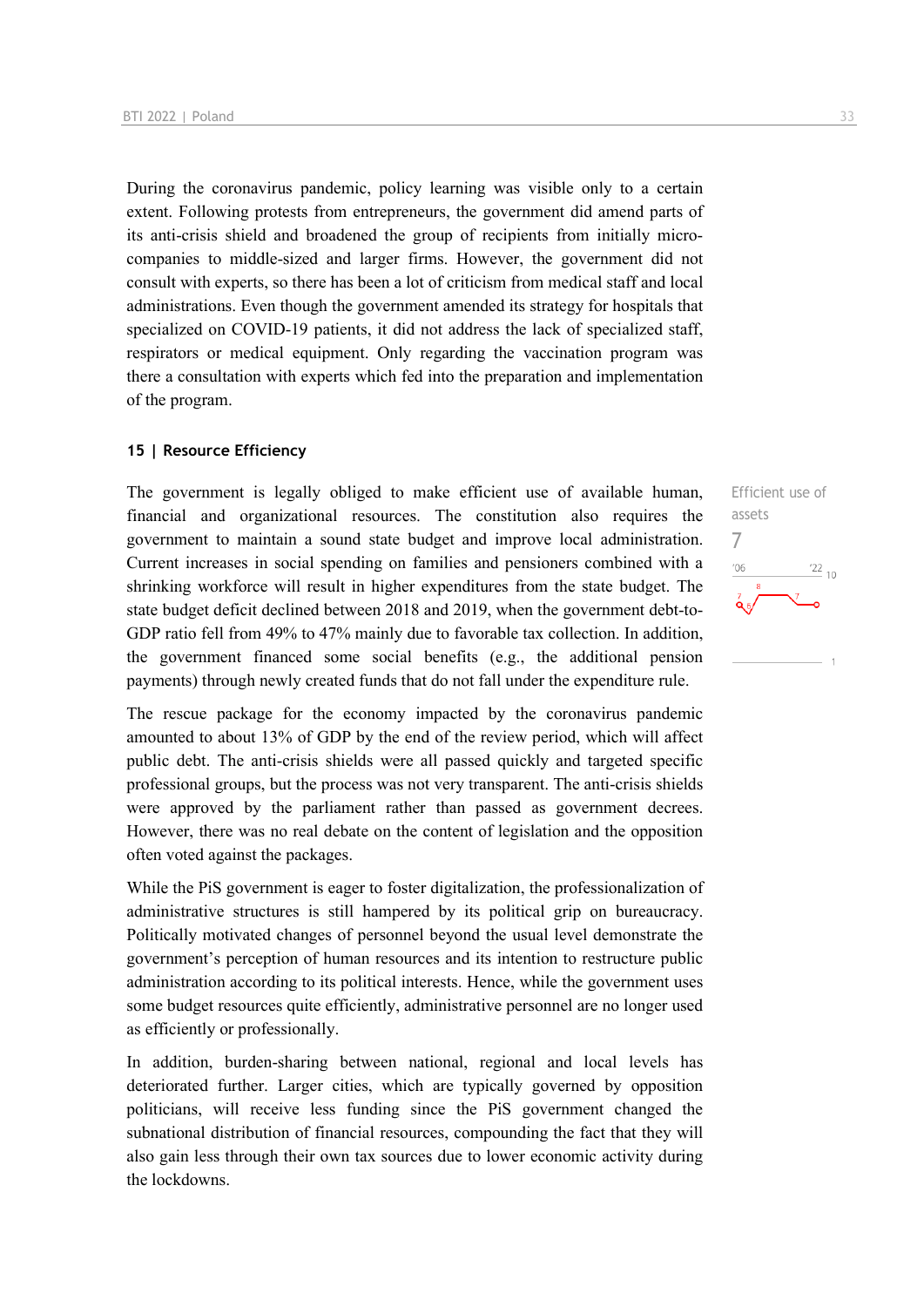During the coronavirus pandemic, policy learning was visible only to a certain extent. Following protests from entrepreneurs, the government did amend parts of its anti-crisis shield and broadened the group of recipients from initially micro-companies to middle-sized and larger firms. However, the government did not consult with experts, so there has been a lot of criticism from medical staff and local administrations. Even though the government amended its strategy for hospitals that specialized on COVID-19 patients, it did not address the lack of specialized staff, respirators or medical equipment. Only regarding the vaccination program was there a consultation with experts which fed into the preparation and implementation of the program.

## 15 | Resource Efficiency

Efficient use of assets

7

The government is legally obliged to make efficient use of available human, financial and organizational resources. The constitution also requires the government to maintain a sound state budget and improve local administration. Current increases in social spending on families and pensioners combined with a shrinking workforce will result in higher expenditures from the state budget. The state budget deficit declined between 2018 and 2019, when the government debt-to-GDP ratio fell from 49% to 47% mainly due to favorable tax collection. In addition, the government financed some social benefits (e.g., the additional pension payments) through newly created funds that do not fall under the expenditure rule.

The rescue package for the economy impacted by the coronavirus pandemic amounted to about 13% of GDP by the end of the review period, which will affect public debt. The anti-crisis shields were all passed quickly and targeted specific professional groups, but the process was not very transparent. The anti-crisis shields were approved by the parliament rather than passed as government decrees. However, there was no real debate on the content of legislation and the opposition often voted against the packages.

While the PiS government is eager to foster digitalization, the professionalization of administrative structures is still hampered by its political grip on bureaucracy. Politically motivated changes of personnel beyond the usual level demonstrate the government's perception of human resources and its intention to restructure public administration according to its political interests. Hence, while the government uses some budget resources quite efficiently, administrative personnel are no longer used as efficiently or professionally.

In addition, burden-sharing between national, regional and local levels has deteriorated further. Larger cities, which are typically governed by opposition politicians, will receive less funding since the PiS government changed the subnational distribution of financial resources, compounding the fact that they will also gain less through their own tax sources due to lower economic activity during the lockdowns.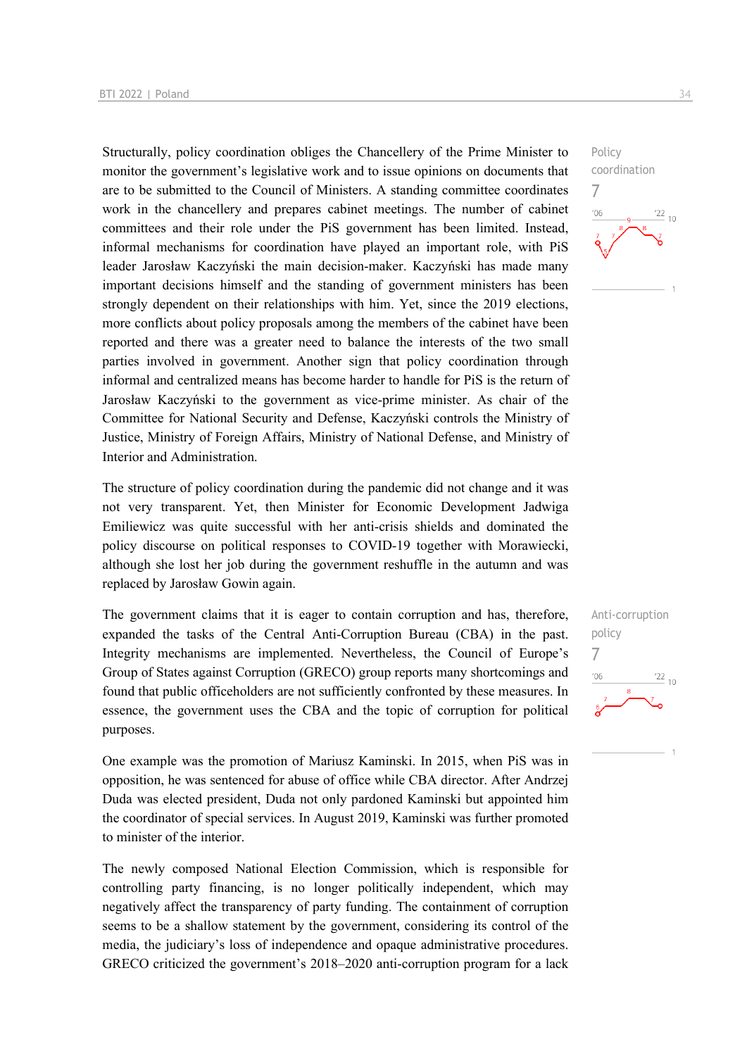Structurally, policy coordination obliges the Chancellery of the Prime Minister to monitor the government's legislative work and to issue opinions on documents that are to be submitted to the Council of Ministers. A standing committee coordinates work in the chancellery and prepares cabinet meetings. The number of cabinet committees and their role under the PiS government has been limited. Instead, informal mechanisms for coordination have played an important role, with PiS leader Jarosław Kaczyński the main decision-maker. Kaczyński has made many important decisions himself and the standing of government ministers has been strongly dependent on their relationships with him. Yet, since the 2019 elections, more conflicts about policy proposals among the members of the cabinet have been reported and there was a greater need to balance the interests of the two small parties involved in government. Another sign that policy coordination through informal and centralized means has become harder to handle for PiS is the return of Jarosław Kaczyński to the government as vice-prime minister. As chair of the Committee for National Security and Defense, Kaczyński controls the Ministry of Justice, Ministry of Foreign Affairs, Ministry of National Defense, and Ministry of Interior and Administration.

Policy coordination
7

The structure of policy coordination during the pandemic did not change and it was not very transparent. Yet, then Minister for Economic Development Jadwiga Emiliewicz was quite successful with her anti-crisis shields and dominated the policy discourse on political responses to COVID-19 together with Morawiecki, although she lost her job during the government reshuffle in the autumn and was replaced by Jarosław Gowin again.

The government claims that it is eager to contain corruption and has, therefore, expanded the tasks of the Central Anti-Corruption Bureau (CBA) in the past. Integrity mechanisms are implemented. Nevertheless, the Council of Europe's Group of States against Corruption (GRECO) group reports many shortcomings and found that public officeholders are not sufficiently confronted by these measures. In essence, the government uses the CBA and the topic of corruption for political purposes.

Anti-corruption policy
7

One example was the promotion of Mariusz Kaminski. In 2015, when PiS was in opposition, he was sentenced for abuse of office while CBA director. After Andrzej Duda was elected president, Duda not only pardoned Kaminski but appointed him the coordinator of special services. In August 2019, Kaminski was further promoted to minister of the interior.

The newly composed National Election Commission, which is responsible for controlling party financing, is no longer politically independent, which may negatively affect the transparency of party funding. The containment of corruption seems to be a shallow statement by the government, considering its control of the media, the judiciary's loss of independence and opaque administrative procedures. GRECO criticized the government's 2018–2020 anti-corruption program for a lack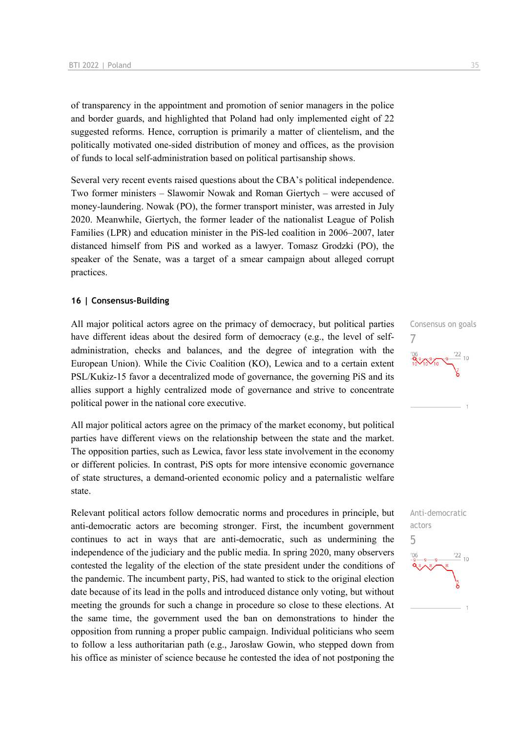of transparency in the appointment and promotion of senior managers in the police and border guards, and highlighted that Poland had only implemented eight of 22 suggested reforms. Hence, corruption is primarily a matter of clientelism, and the politically motivated one-sided distribution of money and offices, as the provision of funds to local self-administration based on political partisanship shows.

Several very recent events raised questions about the CBA's political independence. Two former ministers – Slawomir Nowak and Roman Giertych – were accused of money-laundering. Nowak (PO), the former transport minister, was arrested in July 2020. Meanwhile, Giertych, the former leader of the nationalist League of Polish Families (LPR) and education minister in the PiS-led coalition in 2006–2007, later distanced himself from PiS and worked as a lawyer. Tomasz Grodzki (PO), the speaker of the Senate, was a target of a smear campaign about alleged corrupt practices.

## 16 | Consensus-Building

Consensus on goals
7

All major political actors agree on the primacy of democracy, but political parties have different ideas about the desired form of democracy (e.g., the level of self-administration, checks and balances, and the degree of integration with the European Union). While the Civic Coalition (KO), Lewica and to a certain extent PSL/Kukiz-15 favor a decentralized mode of governance, the governing PiS and its allies support a highly centralized mode of governance and strive to concentrate political power in the national core executive.

All major political actors agree on the primacy of the market economy, but political parties have different views on the relationship between the state and the market. The opposition parties, such as Lewica, favor less state involvement in the economy or different policies. In contrast, PiS opts for more intensive economic governance of state structures, a demand-oriented economic policy and a paternalistic welfare state.

Anti-democratic actors
5

Relevant political actors follow democratic norms and procedures in principle, but anti-democratic actors are becoming stronger. First, the incumbent government continues to act in ways that are anti-democratic, such as undermining the independence of the judiciary and the public media. In spring 2020, many observers contested the legality of the election of the state president under the conditions of the pandemic. The incumbent party, PiS, had wanted to stick to the original election date because of its lead in the polls and introduced distance only voting, but without meeting the grounds for such a change in procedure so close to these elections. At the same time, the government used the ban on demonstrations to hinder the opposition from running a proper public campaign. Individual politicians who seem to follow a less authoritarian path (e.g., Jarosław Gowin, who stepped down from his office as minister of science because he contested the idea of not postponing the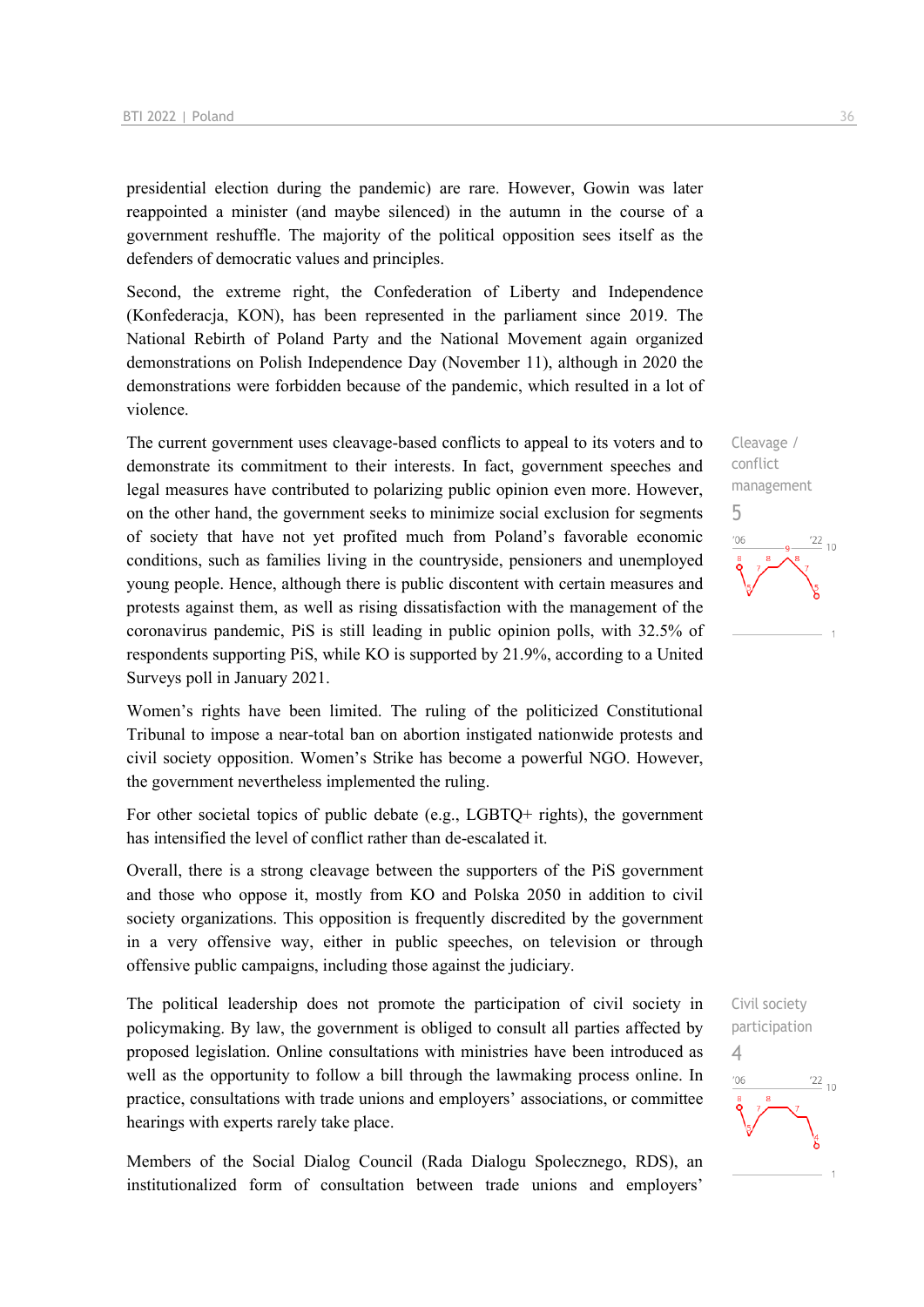presidential election during the pandemic) are rare. However, Gowin was later reappointed a minister (and maybe silenced) in the autumn in the course of a government reshuffle. The majority of the political opposition sees itself as the defenders of democratic values and principles.

Second, the extreme right, the Confederation of Liberty and Independence (Konfederacja, KON), has been represented in the parliament since 2019. The National Rebirth of Poland Party and the National Movement again organized demonstrations on Polish Independence Day (November 11), although in 2020 the demonstrations were forbidden because of the pandemic, which resulted in a lot of violence.

Cleavage / conflict management

5

The current government uses cleavage-based conflicts to appeal to its voters and to demonstrate its commitment to their interests. In fact, government speeches and legal measures have contributed to polarizing public opinion even more. However, on the other hand, the government seeks to minimize social exclusion for segments of society that have not yet profited much from Poland's favorable economic conditions, such as families living in the countryside, pensioners and unemployed young people. Hence, although there is public discontent with certain measures and protests against them, as well as rising dissatisfaction with the management of the coronavirus pandemic, PiS is still leading in public opinion polls, with 32.5% of respondents supporting PiS, while KO is supported by 21.9%, according to a United Surveys poll in January 2021.

Women's rights have been limited. The ruling of the politicized Constitutional Tribunal to impose a near-total ban on abortion instigated nationwide protests and civil society opposition. Women's Strike has become a powerful NGO. However, the government nevertheless implemented the ruling.

For other societal topics of public debate (e.g., LGBTQ+ rights), the government has intensified the level of conflict rather than de-escalated it.

Overall, there is a strong cleavage between the supporters of the PiS government and those who oppose it, mostly from KO and Polska 2050 in addition to civil society organizations. This opposition is frequently discredited by the government in a very offensive way, either in public speeches, on television or through offensive public campaigns, including those against the judiciary.

Civil society participation

4

The political leadership does not promote the participation of civil society in policymaking. By law, the government is obliged to consult all parties affected by proposed legislation. Online consultations with ministries have been introduced as well as the opportunity to follow a bill through the lawmaking process online. In practice, consultations with trade unions and employers' associations, or committee hearings with experts rarely take place.

Members of the Social Dialog Council (Rada Dialogu Spolecznego, RDS), an institutionalized form of consultation between trade unions and employers'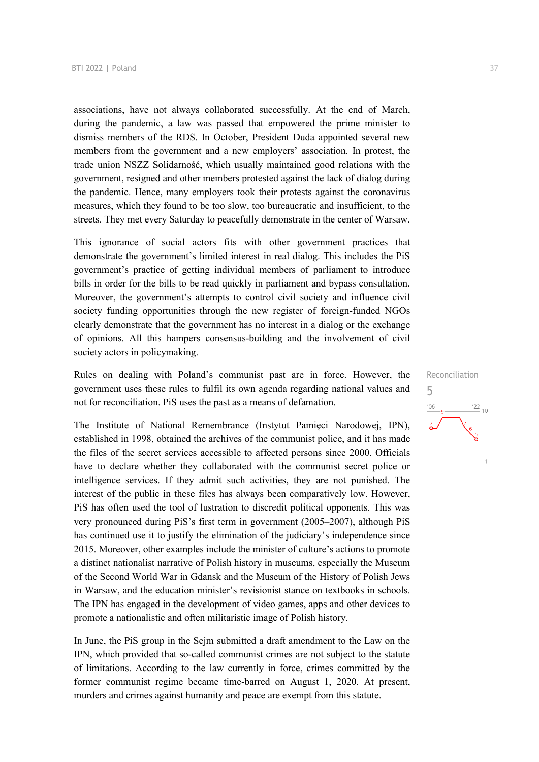associations, have not always collaborated successfully. At the end of March, during the pandemic, a law was passed that empowered the prime minister to dismiss members of the RDS. In October, President Duda appointed several new members from the government and a new employers' association. In protest, the trade union NSZZ Solidarność, which usually maintained good relations with the government, resigned and other members protested against the lack of dialog during the pandemic. Hence, many employers took their protests against the coronavirus measures, which they found to be too slow, too bureaucratic and insufficient, to the streets. They met every Saturday to peacefully demonstrate in the center of Warsaw.

This ignorance of social actors fits with other government practices that demonstrate the government's limited interest in real dialog. This includes the PiS government's practice of getting individual members of parliament to introduce bills in order for the bills to be read quickly in parliament and bypass consultation. Moreover, the government's attempts to control civil society and influence civil society funding opportunities through the new register of foreign-funded NGOs clearly demonstrate that the government has no interest in a dialog or the exchange of opinions. All this hampers consensus-building and the involvement of civil society actors in policymaking.

Reconciliation
5

Rules on dealing with Poland's communist past are in force. However, the government uses these rules to fulfil its own agenda regarding national values and not for reconciliation. PiS uses the past as a means of defamation.

The Institute of National Remembrance (Instytut Pamięci Narodowej, IPN), established in 1998, obtained the archives of the communist police, and it has made the files of the secret services accessible to affected persons since 2000. Officials have to declare whether they collaborated with the communist secret police or intelligence services. If they admit such activities, they are not punished. The interest of the public in these files has always been comparatively low. However, PiS has often used the tool of lustration to discredit political opponents. This was very pronounced during PiS's first term in government (2005–2007), although PiS has continued use it to justify the elimination of the judiciary's independence since 2015. Moreover, other examples include the minister of culture's actions to promote a distinct nationalist narrative of Polish history in museums, especially the Museum of the Second World War in Gdansk and the Museum of the History of Polish Jews in Warsaw, and the education minister's revisionist stance on textbooks in schools. The IPN has engaged in the development of video games, apps and other devices to promote a nationalistic and often militaristic image of Polish history.

In June, the PiS group in the Sejm submitted a draft amendment to the Law on the IPN, which provided that so-called communist crimes are not subject to the statute of limitations. According to the law currently in force, crimes committed by the former communist regime became time-barred on August 1, 2020. At present, murders and crimes against humanity and peace are exempt from this statute.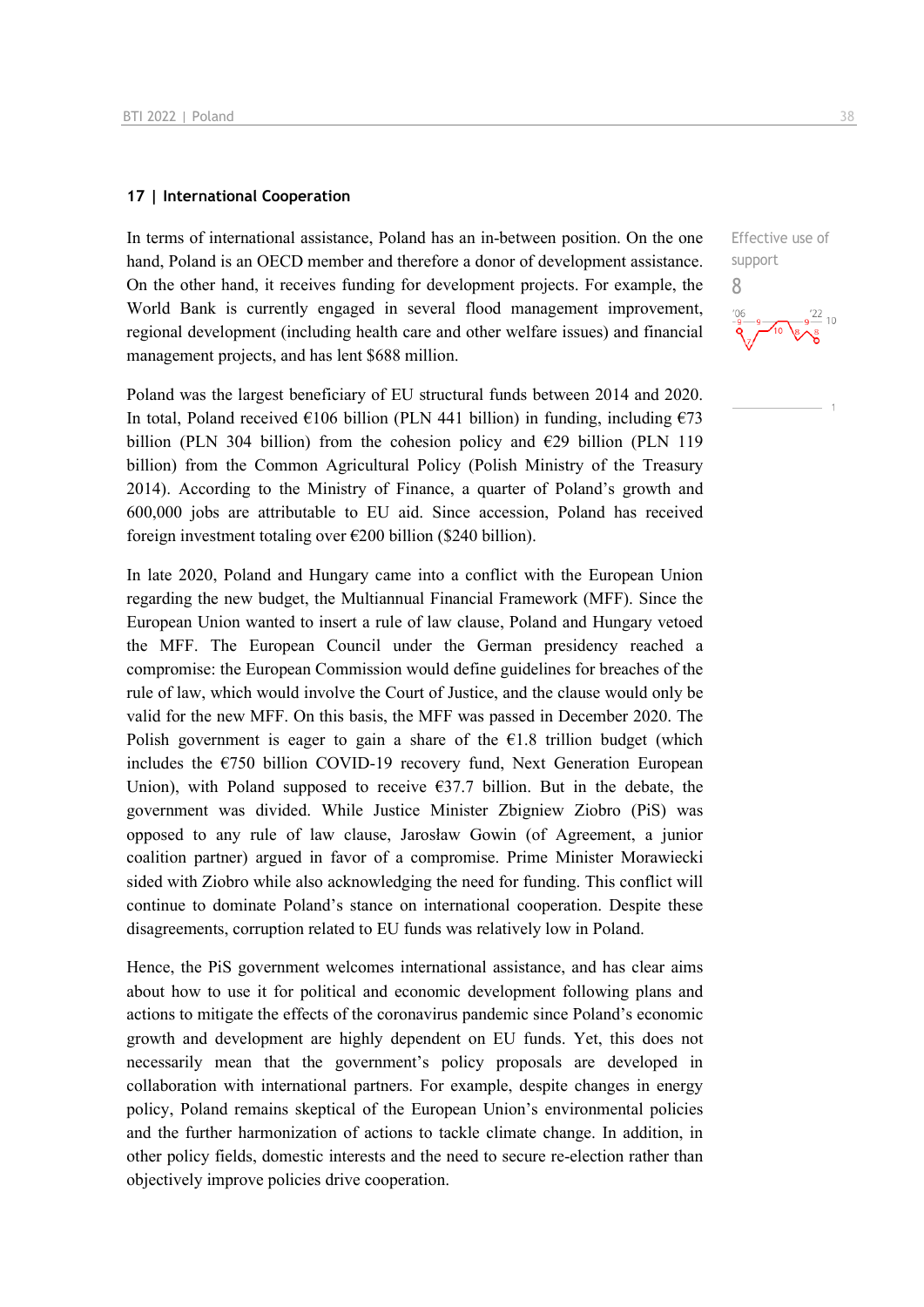## 17 | International Cooperation

Effective use of support

8

In terms of international assistance, Poland has an in-between position. On the one hand, Poland is an OECD member and therefore a donor of development assistance. On the other hand, it receives funding for development projects. For example, the World Bank is currently engaged in several flood management improvement, regional development (including health care and other welfare issues) and financial management projects, and has lent $688 million.

Poland was the largest beneficiary of EU structural funds between 2014 and 2020. In total, Poland received €106 billion (PLN 441 billion) in funding, including €73 billion (PLN 304 billion) from the cohesion policy and €29 billion (PLN 119 billion) from the Common Agricultural Policy (Polish Ministry of the Treasury 2014). According to the Ministry of Finance, a quarter of Poland's growth and 600,000 jobs are attributable to EU aid. Since accession, Poland has received foreign investment totaling over €200 billion ($240 billion).

In late 2020, Poland and Hungary came into a conflict with the European Union regarding the new budget, the Multiannual Financial Framework (MFF). Since the European Union wanted to insert a rule of law clause, Poland and Hungary vetoed the MFF. The European Council under the German presidency reached a compromise: the European Commission would define guidelines for breaches of the rule of law, which would involve the Court of Justice, and the clause would only be valid for the new MFF. On this basis, the MFF was passed in December 2020. The Polish government is eager to gain a share of the €1.8 trillion budget (which includes the €750 billion COVID-19 recovery fund, Next Generation European Union), with Poland supposed to receive €37.7 billion. But in the debate, the government was divided. While Justice Minister Zbigniew Ziobro (PiS) was opposed to any rule of law clause, Jarosław Gowin (of Agreement, a junior coalition partner) argued in favor of a compromise. Prime Minister Morawiecki sided with Ziobro while also acknowledging the need for funding. This conflict will continue to dominate Poland's stance on international cooperation. Despite these disagreements, corruption related to EU funds was relatively low in Poland.

Hence, the PiS government welcomes international assistance, and has clear aims about how to use it for political and economic development following plans and actions to mitigate the effects of the coronavirus pandemic since Poland's economic growth and development are highly dependent on EU funds. Yet, this does not necessarily mean that the government's policy proposals are developed in collaboration with international partners. For example, despite changes in energy policy, Poland remains skeptical of the European Union's environmental policies and the further harmonization of actions to tackle climate change. In addition, in other policy fields, domestic interests and the need to secure re-election rather than objectively improve policies drive cooperation.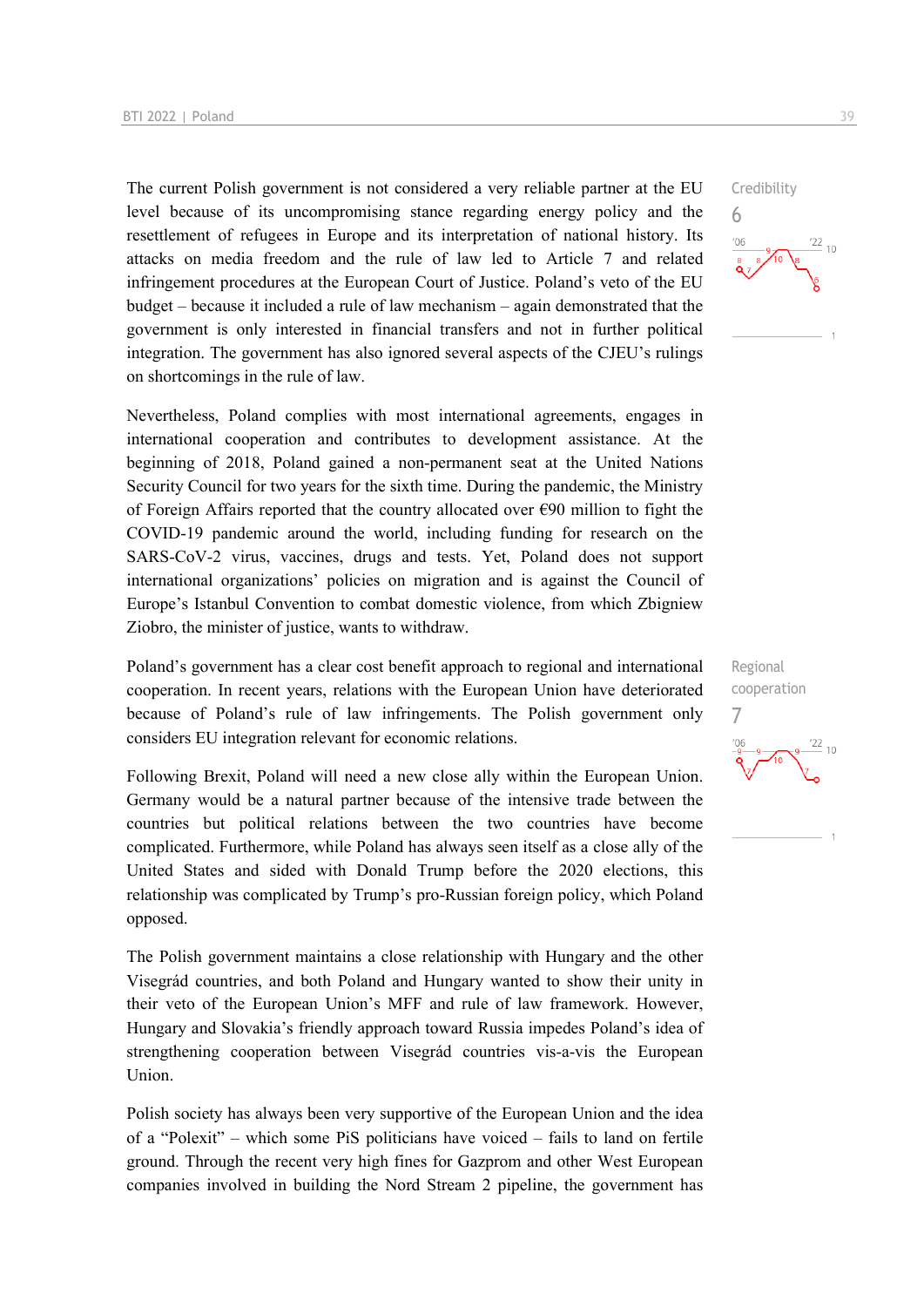The current Polish government is not considered a very reliable partner at the EU level because of its uncompromising stance regarding energy policy and the resettlement of refugees in Europe and its interpretation of national history. Its attacks on media freedom and the rule of law led to Article 7 and related infringement procedures at the European Court of Justice. Poland's veto of the EU budget – because it included a rule of law mechanism – again demonstrated that the government is only interested in financial transfers and not in further political integration. The government has also ignored several aspects of the CJEU's rulings on shortcomings in the rule of law.

Credibility
6

Nevertheless, Poland complies with most international agreements, engages in international cooperation and contributes to development assistance. At the beginning of 2018, Poland gained a non-permanent seat at the United Nations Security Council for two years for the sixth time. During the pandemic, the Ministry of Foreign Affairs reported that the country allocated over €90 million to fight the COVID-19 pandemic around the world, including funding for research on the SARS-CoV-2 virus, vaccines, drugs and tests. Yet, Poland does not support international organizations' policies on migration and is against the Council of Europe's Istanbul Convention to combat domestic violence, from which Zbigniew Ziobro, the minister of justice, wants to withdraw.

Poland's government has a clear cost benefit approach to regional and international cooperation. In recent years, relations with the European Union have deteriorated because of Poland's rule of law infringements. The Polish government only considers EU integration relevant for economic relations.

Regional cooperation
7

Following Brexit, Poland will need a new close ally within the European Union. Germany would be a natural partner because of the intensive trade between the countries but political relations between the two countries have become complicated. Furthermore, while Poland has always seen itself as a close ally of the United States and sided with Donald Trump before the 2020 elections, this relationship was complicated by Trump's pro-Russian foreign policy, which Poland opposed.

The Polish government maintains a close relationship with Hungary and the other Visegrád countries, and both Poland and Hungary wanted to show their unity in their veto of the European Union's MFF and rule of law framework. However, Hungary and Slovakia's friendly approach toward Russia impedes Poland's idea of strengthening cooperation between Visegrád countries vis-a-vis the European Union.

Polish society has always been very supportive of the European Union and the idea of a "Polexit" – which some PiS politicians have voiced – fails to land on fertile ground. Through the recent very high fines for Gazprom and other West European companies involved in building the Nord Stream 2 pipeline, the government has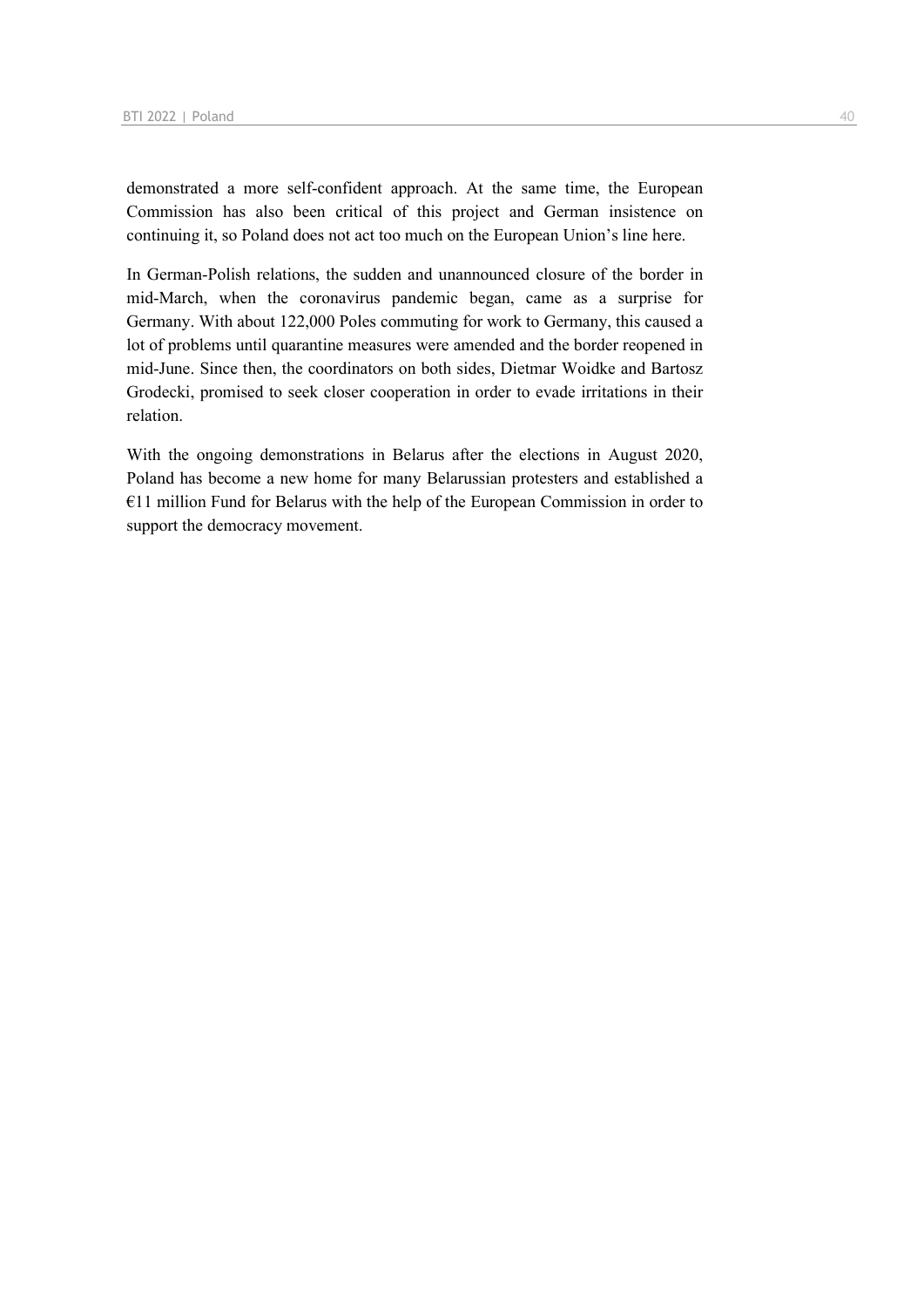demonstrated a more self-confident approach. At the same time, the European Commission has also been critical of this project and German insistence on continuing it, so Poland does not act too much on the European Union's line here.

In German-Polish relations, the sudden and unannounced closure of the border in mid-March, when the coronavirus pandemic began, came as a surprise for Germany. With about 122,000 Poles commuting for work to Germany, this caused a lot of problems until quarantine measures were amended and the border reopened in mid-June. Since then, the coordinators on both sides, Dietmar Woidke and Bartosz Grodecki, promised to seek closer cooperation in order to evade irritations in their relation.

With the ongoing demonstrations in Belarus after the elections in August 2020, Poland has become a new home for many Belarussian protesters and established a €11 million Fund for Belarus with the help of the European Commission in order to support the democracy movement.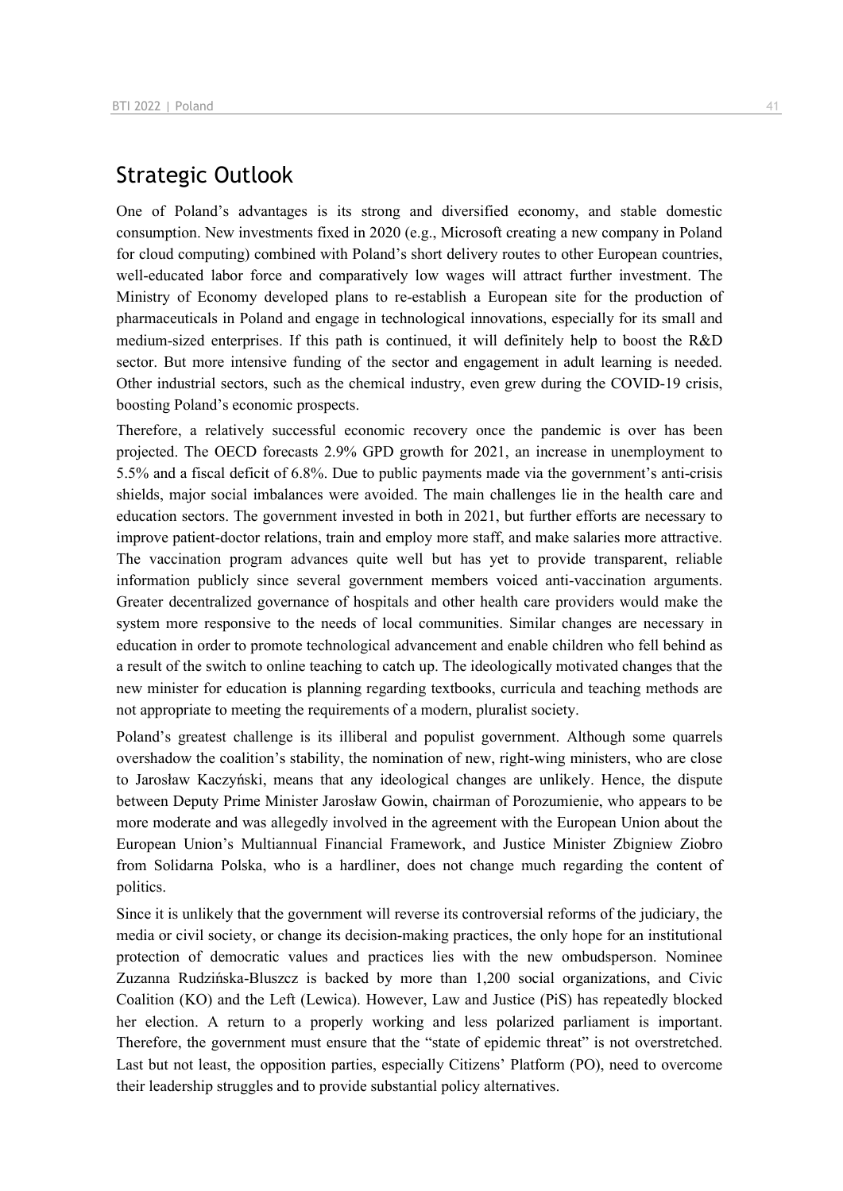## Strategic Outlook

One of Poland's advantages is its strong and diversified economy, and stable domestic consumption. New investments fixed in 2020 (e.g., Microsoft creating a new company in Poland for cloud computing) combined with Poland's short delivery routes to other European countries, well-educated labor force and comparatively low wages will attract further investment. The Ministry of Economy developed plans to re-establish a European site for the production of pharmaceuticals in Poland and engage in technological innovations, especially for its small and medium-sized enterprises. If this path is continued, it will definitely help to boost the R&D sector. But more intensive funding of the sector and engagement in adult learning is needed. Other industrial sectors, such as the chemical industry, even grew during the COVID-19 crisis, boosting Poland's economic prospects.

Therefore, a relatively successful economic recovery once the pandemic is over has been projected. The OECD forecasts 2.9% GPD growth for 2021, an increase in unemployment to 5.5% and a fiscal deficit of 6.8%. Due to public payments made via the government's anti-crisis shields, major social imbalances were avoided. The main challenges lie in the health care and education sectors. The government invested in both in 2021, but further efforts are necessary to improve patient-doctor relations, train and employ more staff, and make salaries more attractive. The vaccination program advances quite well but has yet to provide transparent, reliable information publicly since several government members voiced anti-vaccination arguments. Greater decentralized governance of hospitals and other health care providers would make the system more responsive to the needs of local communities. Similar changes are necessary in education in order to promote technological advancement and enable children who fell behind as a result of the switch to online teaching to catch up. The ideologically motivated changes that the new minister for education is planning regarding textbooks, curricula and teaching methods are not appropriate to meeting the requirements of a modern, pluralist society.

Poland's greatest challenge is its illiberal and populist government. Although some quarrels overshadow the coalition's stability, the nomination of new, right-wing ministers, who are close to Jarosław Kaczyński, means that any ideological changes are unlikely. Hence, the dispute between Deputy Prime Minister Jarosław Gowin, chairman of Porozumienie, who appears to be more moderate and was allegedly involved in the agreement with the European Union about the European Union's Multiannual Financial Framework, and Justice Minister Zbigniew Ziobro from Solidarna Polska, who is a hardliner, does not change much regarding the content of politics.

Since it is unlikely that the government will reverse its controversial reforms of the judiciary, the media or civil society, or change its decision-making practices, the only hope for an institutional protection of democratic values and practices lies with the new ombudsperson. Nominee Zuzanna Rudzińska-Bluszcz is backed by more than 1,200 social organizations, and Civic Coalition (KO) and the Left (Lewica). However, Law and Justice (PiS) has repeatedly blocked her election. A return to a properly working and less polarized parliament is important. Therefore, the government must ensure that the "state of epidemic threat" is not overstretched. Last but not least, the opposition parties, especially Citizens' Platform (PO), need to overcome their leadership struggles and to provide substantial policy alternatives.